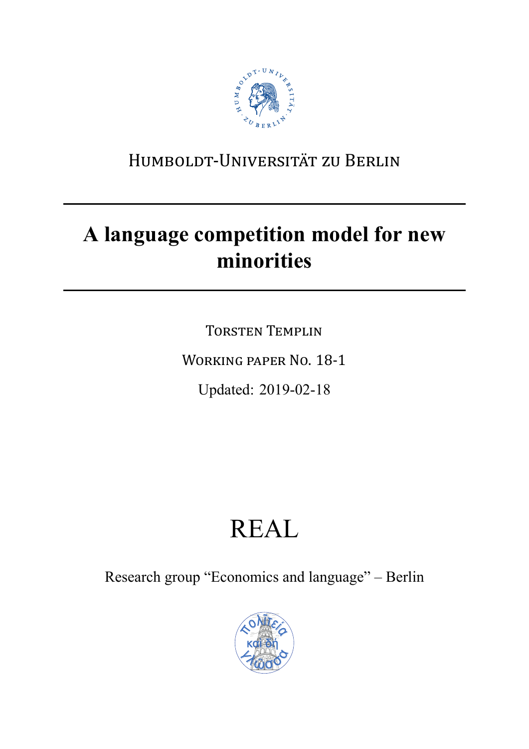Humboldt-Universität zu Berlin

# A language competition model for new minorities

Torsten Templin

Working paper No. 18-1

Updated: 2019-02-18

REAL

Research group “Economics and language” – Berlin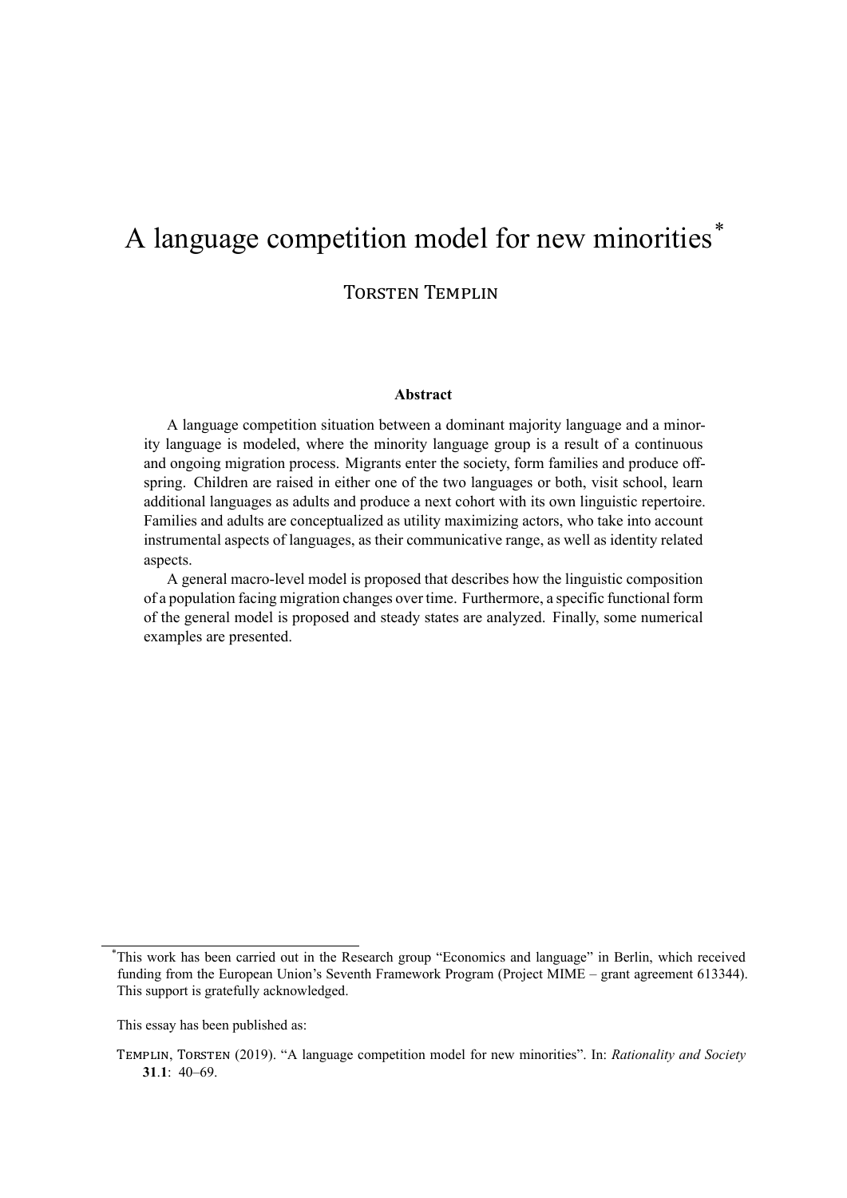# A language competition model for new minorities*

TORSTEN TEMPLIN

**Abstract**

A language competition situation between a dominant majority language and a minority language is modeled, where the minority language group is a result of a continuous and ongoing migration process. Migrants enter the society, form families and produce offspring. Children are raised in either one of the two languages or both, visit school, learn additional languages as adults and produce a next cohort with its own linguistic repertoire. Families and adults are conceptualized as utility maximizing actors, who take into account instrumental aspects of languages, as their communicative range, as well as identity related aspects.

A general macro-level model is proposed that describes how the linguistic composition of a population facing migration changes over time. Furthermore, a specific functional form of the general model is proposed and steady states are analyzed. Finally, some numerical examples are presented.

---

*This work has been carried out in the Research group "Economics and language" in Berlin, which received funding from the European Union's Seventh Framework Program (Project MIME – grant agreement 613344). This support is gratefully acknowledged.

This essay has been published as:

TEMPLIN, TORSTEN (2019). "A language competition model for new minorities". In: *Rationality and Society* **31**.**1**: 40–69.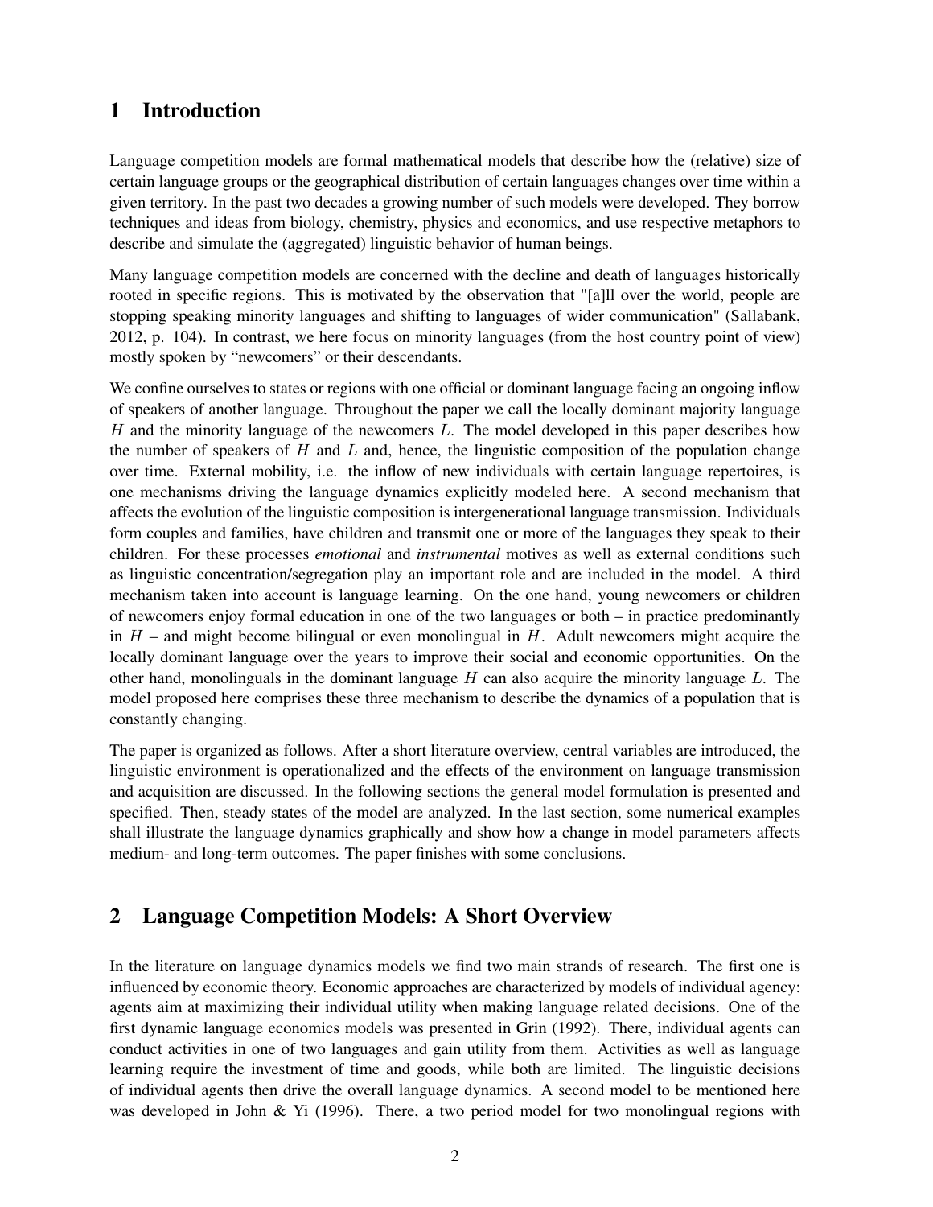## 1 Introduction

Language competition models are formal mathematical models that describe how the (relative) size of certain language groups or the geographical distribution of certain languages changes over time within a given territory. In the past two decades a growing number of such models were developed. They borrow techniques and ideas from biology, chemistry, physics and economics, and use respective metaphors to describe and simulate the (aggregated) linguistic behavior of human beings.

Many language competition models are concerned with the decline and death of languages historically rooted in specific regions. This is motivated by the observation that "[a]ll over the world, people are stopping speaking minority languages and shifting to languages of wider communication" (Sallabank, 2012, p. 104). In contrast, we here focus on minority languages (from the host country point of view) mostly spoken by "newcomers" or their descendants.

We confine ourselves to states or regions with one official or dominant language facing an ongoing inflow of speakers of another language. Throughout the paper we call the locally dominant majority language $H$ and the minority language of the newcomers $L$. The model developed in this paper describes how the number of speakers of $H$ and $L$ and, hence, the linguistic composition of the population change over time. External mobility, i.e. the inflow of new individuals with certain language repertoires, is one mechanisms driving the language dynamics explicitly modeled here. A second mechanism that affects the evolution of the linguistic composition is intergenerational language transmission. Individuals form couples and families, have children and transmit one or more of the languages they speak to their children. For these processes *emotional* and *instrumental* motives as well as external conditions such as linguistic concentration/segregation play an important role and are included in the model. A third mechanism taken into account is language learning. On the one hand, young newcomers or children of newcomers enjoy formal education in one of the two languages or both – in practice predominantly in $H$ – and might become bilingual or even monolingual in $H$. Adult newcomers might acquire the locally dominant language over the years to improve their social and economic opportunities. On the other hand, monolinguals in the dominant language $H$ can also acquire the minority language $L$. The model proposed here comprises these three mechanism to describe the dynamics of a population that is constantly changing.

The paper is organized as follows. After a short literature overview, central variables are introduced, the linguistic environment is operationalized and the effects of the environment on language transmission and acquisition are discussed. In the following sections the general model formulation is presented and specified. Then, steady states of the model are analyzed. In the last section, some numerical examples shall illustrate the language dynamics graphically and show how a change in model parameters affects medium- and long-term outcomes. The paper finishes with some conclusions.

## 2 Language Competition Models: A Short Overview

In the literature on language dynamics models we find two main strands of research. The first one is influenced by economic theory. Economic approaches are characterized by models of individual agency: agents aim at maximizing their individual utility when making language related decisions. One of the first dynamic language economics models was presented in Grin (1992). There, individual agents can conduct activities in one of two languages and gain utility from them. Activities as well as language learning require the investment of time and goods, while both are limited. The linguistic decisions of individual agents then drive the overall language dynamics. A second model to be mentioned here was developed in John & Yi (1996). There, a two period model for two monolingual regions with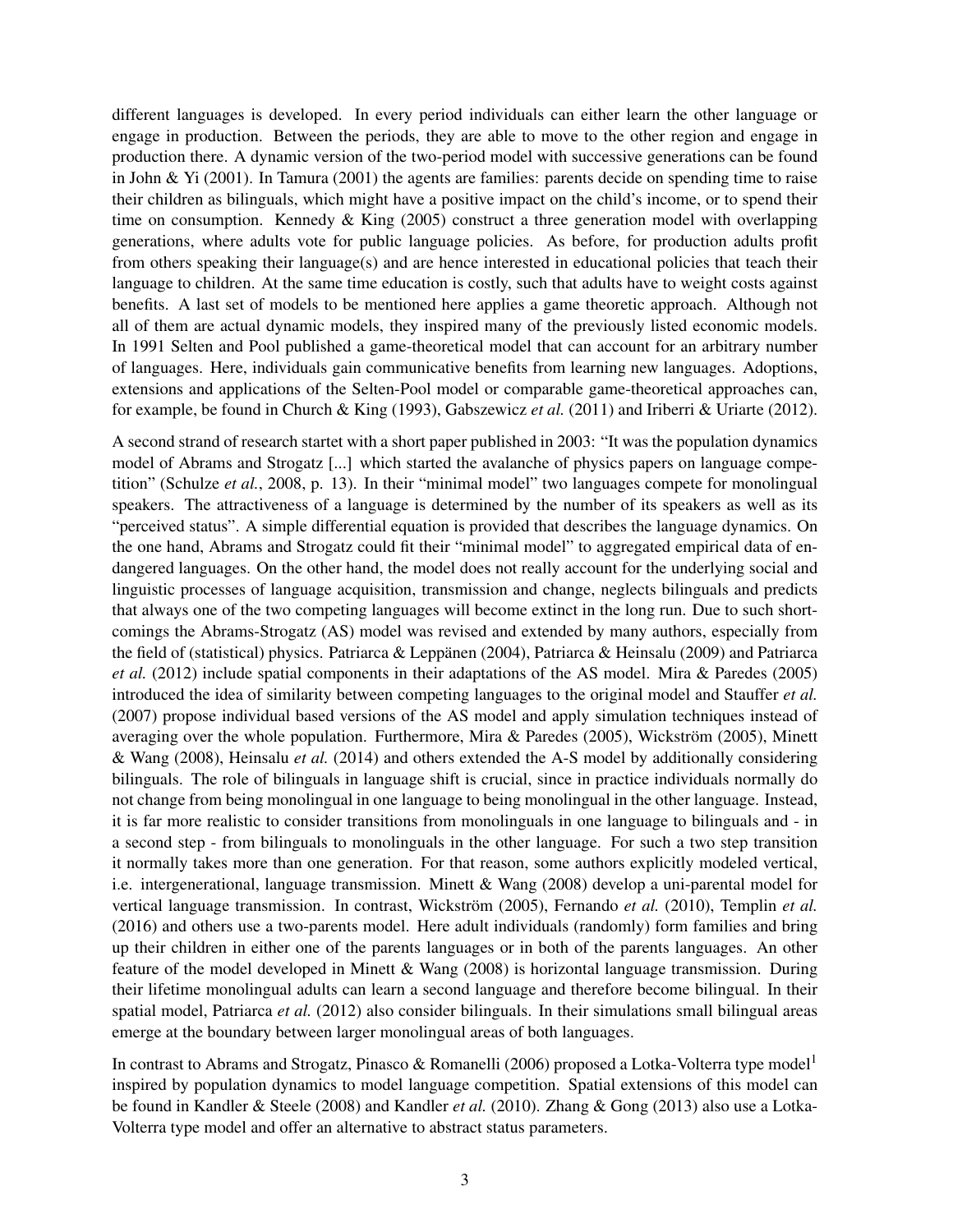different languages is developed. In every period individuals can either learn the other language or engage in production. Between the periods, they are able to move to the other region and engage in production there. A dynamic version of the two-period model with successive generations can be found in John & Yi (2001). In Tamura (2001) the agents are families: parents decide on spending time to raise their children as bilinguals, which might have a positive impact on the child's income, or to spend their time on consumption. Kennedy & King (2005) construct a three generation model with overlapping generations, where adults vote for public language policies. As before, for production adults profit from others speaking their language(s) and are hence interested in educational policies that teach their language to children. At the same time education is costly, such that adults have to weight costs against benefits. A last set of models to be mentioned here applies a game theoretic approach. Although not all of them are actual dynamic models, they inspired many of the previously listed economic models. In 1991 Selten and Pool published a game-theoretical model that can account for an arbitrary number of languages. Here, individuals gain communicative benefits from learning new languages. Adoptions, extensions and applications of the Selten-Pool model or comparable game-theoretical approaches can, for example, be found in Church & King (1993), Gabszewicz *et al.* (2011) and Iriberri & Uriarte (2012).

A second strand of research startet with a short paper published in 2003: "It was the population dynamics model of Abrams and Strogatz [...] which started the avalanche of physics papers on language competition" (Schulze *et al.*, 2008, p. 13). In their "minimal model" two languages compete for monolingual speakers. The attractiveness of a language is determined by the number of its speakers as well as its "perceived status". A simple differential equation is provided that describes the language dynamics. On the one hand, Abrams and Strogatz could fit their "minimal model" to aggregated empirical data of endangered languages. On the other hand, the model does not really account for the underlying social and linguistic processes of language acquisition, transmission and change, neglects bilinguals and predicts that always one of the two competing languages will become extinct in the long run. Due to such shortcomings the Abrams-Strogatz (AS) model was revised and extended by many authors, especially from the field of (statistical) physics. Patriarca & Leppänen (2004), Patriarca & Heinsalu (2009) and Patriarca *et al.* (2012) include spatial components in their adaptations of the AS model. Mira & Paredes (2005) introduced the idea of similarity between competing languages to the original model and Stauffer *et al.* (2007) propose individual based versions of the AS model and apply simulation techniques instead of averaging over the whole population. Furthermore, Mira & Paredes (2005), Wickström (2005), Minett & Wang (2008), Heinsalu *et al.* (2014) and others extended the A-S model by additionally considering bilinguals. The role of bilinguals in language shift is crucial, since in practice individuals normally do not change from being monolingual in one language to being monolingual in the other language. Instead, it is far more realistic to consider transitions from monolinguals in one language to bilinguals and - in a second step - from bilinguals to monolinguals in the other language. For such a two step transition it normally takes more than one generation. For that reason, some authors explicitly modeled vertical, i.e. intergenerational, language transmission. Minett & Wang (2008) develop a uni-parental model for vertical language transmission. In contrast, Wickström (2005), Fernando *et al.* (2010), Templin *et al.* (2016) and others use a two-parents model. Here adult individuals (randomly) form families and bring up their children in either one of the parents languages or in both of the parents languages. An other feature of the model developed in Minett & Wang (2008) is horizontal language transmission. During their lifetime monolingual adults can learn a second language and therefore become bilingual. In their spatial model, Patriarca *et al.* (2012) also consider bilinguals. In their simulations small bilingual areas emerge at the boundary between larger monolingual areas of both languages.

In contrast to Abrams and Strogatz, Pinasco & Romanelli (2006) proposed a Lotka-Volterra type model[1] inspired by population dynamics to model language competition. Spatial extensions of this model can be found in Kandler & Steele (2008) and Kandler *et al.* (2010). Zhang & Gong (2013) also use a Lotka-Volterra type model and offer an alternative to abstract status parameters.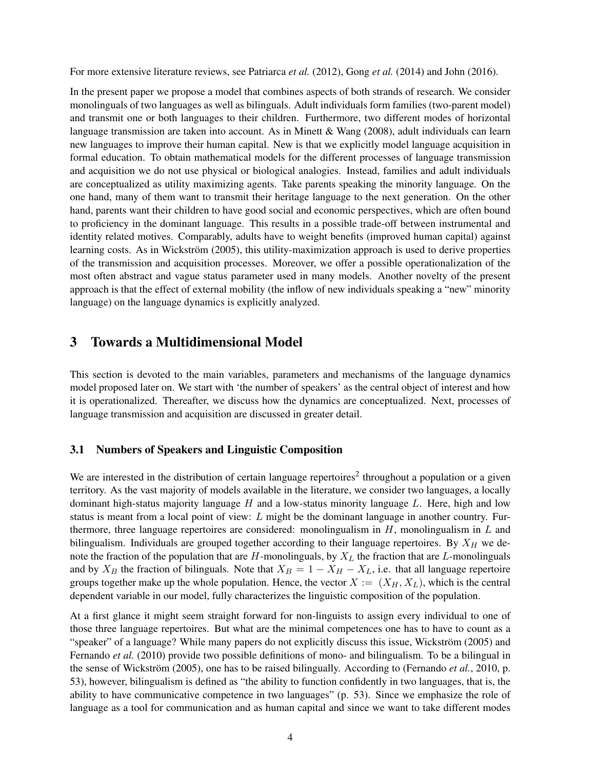For more extensive literature reviews, see Patriarca *et al.* (2012), Gong *et al.* (2014) and John (2016).

In the present paper we propose a model that combines aspects of both strands of research. We consider monolinguals of two languages as well as bilinguals. Adult individuals form families (two-parent model) and transmit one or both languages to their children. Furthermore, two different modes of horizontal language transmission are taken into account. As in Minett & Wang (2008), adult individuals can learn new languages to improve their human capital. New is that we explicitly model language acquisition in formal education. To obtain mathematical models for the different processes of language transmission and acquisition we do not use physical or biological analogies. Instead, families and adult individuals are conceptualized as utility maximizing agents. Take parents speaking the minority language. On the one hand, many of them want to transmit their heritage language to the next generation. On the other hand, parents want their children to have good social and economic perspectives, which are often bound to proficiency in the dominant language. This results in a possible trade-off between instrumental and identity related motives. Comparably, adults have to weight benefits (improved human capital) against learning costs. As in Wickström (2005), this utility-maximization approach is used to derive properties of the transmission and acquisition processes. Moreover, we offer a possible operationalization of the most often abstract and vague status parameter used in many models. Another novelty of the present approach is that the effect of external mobility (the inflow of new individuals speaking a "new" minority language) on the language dynamics is explicitly analyzed.

## 3 Towards a Multidimensional Model

This section is devoted to the main variables, parameters and mechanisms of the language dynamics model proposed later on. We start with 'the number of speakers' as the central object of interest and how it is operationalized. Thereafter, we discuss how the dynamics are conceptualized. Next, processes of language transmission and acquisition are discussed in greater detail.

### 3.1 Numbers of Speakers and Linguistic Composition

We are interested in the distribution of certain language repertoires[2] throughout a population or a given territory. As the vast majority of models available in the literature, we consider two languages, a locally dominant high-status majority language $H$ and a low-status minority language $L$. Here, high and low status is meant from a local point of view: $L$ might be the dominant language in another country. Furthermore, three language repertoires are considered: monolingualism in $H$, monolingualism in $L$ and bilingualism. Individuals are grouped together according to their language repertoires. By $X_H$ we denote the fraction of the population that are $H$-monolinguals, by $X_L$ the fraction that are $L$-monolinguals and by $X_B$ the fraction of bilinguals. Note that $X_B = 1 - X_H - X_L$, i.e. that all language repertoire groups together make up the whole population. Hence, the vector $X := (X_H, X_L)$, which is the central dependent variable in our model, fully characterizes the linguistic composition of the population.

At a first glance it might seem straight forward for non-linguists to assign every individual to one of those three language repertoires. But what are the minimal competences one has to have to count as a "speaker" of a language? While many papers do not explicitly discuss this issue, Wickström (2005) and Fernando *et al.* (2010) provide two possible definitions of mono- and bilingualism. To be a bilingual in the sense of Wickström (2005), one has to be raised bilingually. According to (Fernando *et al.*, 2010, p. 53), however, bilingualism is defined as "the ability to function confidently in two languages, that is, the ability to have communicative competence in two languages" (p. 53). Since we emphasize the role of language as a tool for communication and as human capital and since we want to take different modes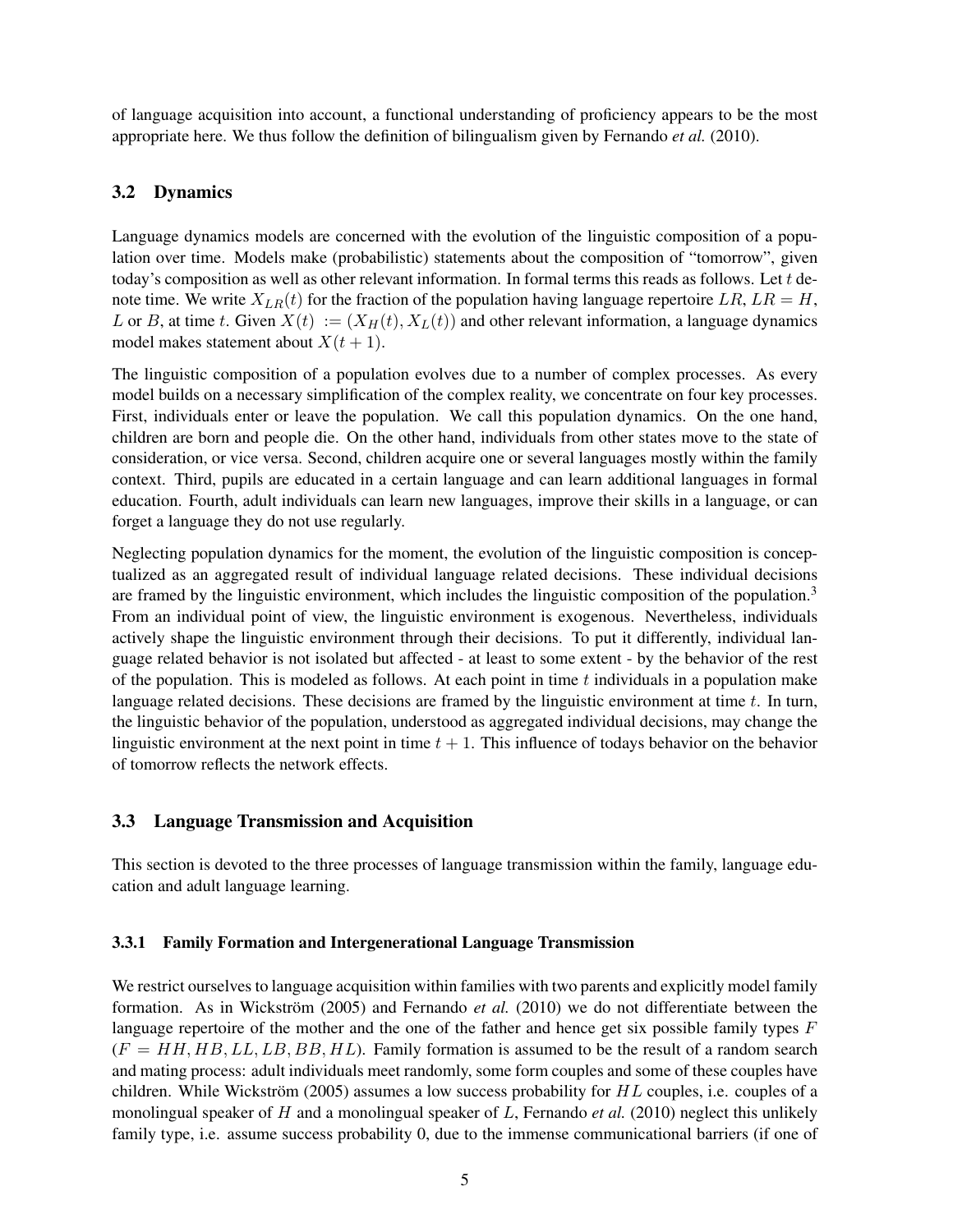of language acquisition into account, a functional understanding of proficiency appears to be the most appropriate here. We thus follow the definition of bilingualism given by Fernando *et al.* (2010).

## 3.2 Dynamics

Language dynamics models are concerned with the evolution of the linguistic composition of a population over time. Models make (probabilistic) statements about the composition of "tomorrow", given today's composition as well as other relevant information. In formal terms this reads as follows. Let $t$ denote time. We write $X_{LR}(t)$ for the fraction of the population having language repertoire $LR$, $LR = H$, $L$ or $B$, at time $t$. Given $X(t) := (X_H(t), X_L(t))$ and other relevant information, a language dynamics model makes statement about $X(t + 1)$.

The linguistic composition of a population evolves due to a number of complex processes. As every model builds on a necessary simplification of the complex reality, we concentrate on four key processes. First, individuals enter or leave the population. We call this population dynamics. On the one hand, children are born and people die. On the other hand, individuals from other states move to the state of consideration, or vice versa. Second, children acquire one or several languages mostly within the family context. Third, pupils are educated in a certain language and can learn additional languages in formal education. Fourth, adult individuals can learn new languages, improve their skills in a language, or can forget a language they do not use regularly.

Neglecting population dynamics for the moment, the evolution of the linguistic composition is conceptualized as an aggregated result of individual language related decisions. These individual decisions are framed by the linguistic environment, which includes the linguistic composition of the population.[3] From an individual point of view, the linguistic environment is exogenous. Nevertheless, individuals actively shape the linguistic environment through their decisions. To put it differently, individual language related behavior is not isolated but affected - at least to some extent - by the behavior of the rest of the population. This is modeled as follows. At each point in time $t$ individuals in a population make language related decisions. These decisions are framed by the linguistic environment at time $t$. In turn, the linguistic behavior of the population, understood as aggregated individual decisions, may change the linguistic environment at the next point in time $t + 1$. This influence of todays behavior on the behavior of tomorrow reflects the network effects.

## 3.3 Language Transmission and Acquisition

This section is devoted to the three processes of language transmission within the family, language education and adult language learning.

### 3.3.1 Family Formation and Intergenerational Language Transmission

We restrict ourselves to language acquisition within families with two parents and explicitly model family formation. As in Wickström (2005) and Fernando *et al.* (2010) we do not differentiate between the language repertoire of the mother and the one of the father and hence get six possible family types $F$ ($F = HH, HB, LL, LB, BB, HL$). Family formation is assumed to be the result of a random search and mating process: adult individuals meet randomly, some form couples and some of these couples have children. While Wickström (2005) assumes a low success probability for $HL$ couples, i.e. couples of a monolingual speaker of $H$ and a monolingual speaker of $L$, Fernando *et al.* (2010) neglect this unlikely family type, i.e. assume success probability 0, due to the immense communicational barriers (if one of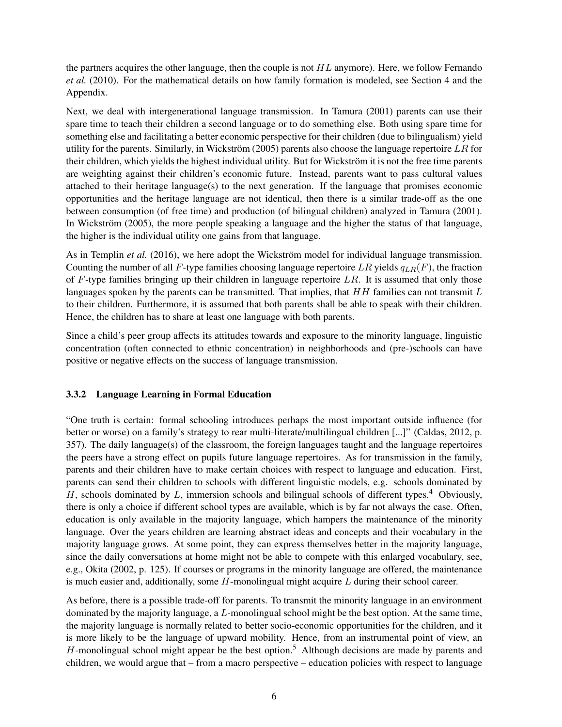the partners acquires the other language, then the couple is not $HL$ anymore). Here, we follow Fernando *et al.* (2010). For the mathematical details on how family formation is modeled, see Section 4 and the Appendix.

Next, we deal with intergenerational language transmission. In Tamura (2001) parents can use their spare time to teach their children a second language or to do something else. Both using spare time for something else and facilitating a better economic perspective for their children (due to bilingualism) yield utility for the parents. Similarly, in Wickström (2005) parents also choose the language repertoire $LR$ for their children, which yields the highest individual utility. But for Wickström it is not the free time parents are weighting against their children's economic future. Instead, parents want to pass cultural values attached to their heritage language(s) to the next generation. If the language that promises economic opportunities and the heritage language are not identical, then there is a similar trade-off as the one between consumption (of free time) and production (of bilingual children) analyzed in Tamura (2001). In Wickström (2005), the more people speaking a language and the higher the status of that language, the higher is the individual utility one gains from that language.

As in Templin *et al.* (2016), we here adopt the Wickström model for individual language transmission. Counting the number of all $F$-type families choosing language repertoire $LR$ yields $q_{LR}(F)$, the fraction of $F$-type families bringing up their children in language repertoire $LR$. It is assumed that only those languages spoken by the parents can be transmitted. That implies, that $HH$ families can not transmit $L$ to their children. Furthermore, it is assumed that both parents shall be able to speak with their children. Hence, the children has to share at least one language with both parents.

Since a child's peer group affects its attitudes towards and exposure to the minority language, linguistic concentration (often connected to ethnic concentration) in neighborhoods and (pre-)schools can have positive or negative effects on the success of language transmission.

### 3.3.2 Language Learning in Formal Education

"One truth is certain: formal schooling introduces perhaps the most important outside influence (for better or worse) on a family's strategy to rear multi-literate/multilingual children [...]" (Caldas, 2012, p. 357). The daily language(s) of the classroom, the foreign languages taught and the language repertoires the peers have a strong effect on pupils future language repertoires. As for transmission in the family, parents and their children have to make certain choices with respect to language and education. First, parents can send their children to schools with different linguistic models, e.g. schools dominated by $H$, schools dominated by $L$, immersion schools and bilingual schools of different types.[4] Obviously, there is only a choice if different school types are available, which is by far not always the case. Often, education is only available in the majority language, which hampers the maintenance of the minority language. Over the years children are learning abstract ideas and concepts and their vocabulary in the majority language grows. At some point, they can express themselves better in the majority language, since the daily conversations at home might not be able to compete with this enlarged vocabulary, see, e.g., Okita (2002, p. 125). If courses or programs in the minority language are offered, the maintenance is much easier and, additionally, some $H$-monolingual might acquire $L$ during their school career.

As before, there is a possible trade-off for parents. To transmit the minority language in an environment dominated by the majority language, a $L$-monolingual school might be the best option. At the same time, the majority language is normally related to better socio-economic opportunities for the children, and it is more likely to be the language of upward mobility. Hence, from an instrumental point of view, an $H$-monolingual school might appear be the best option.[5] Although decisions are made by parents and children, we would argue that – from a macro perspective – education policies with respect to language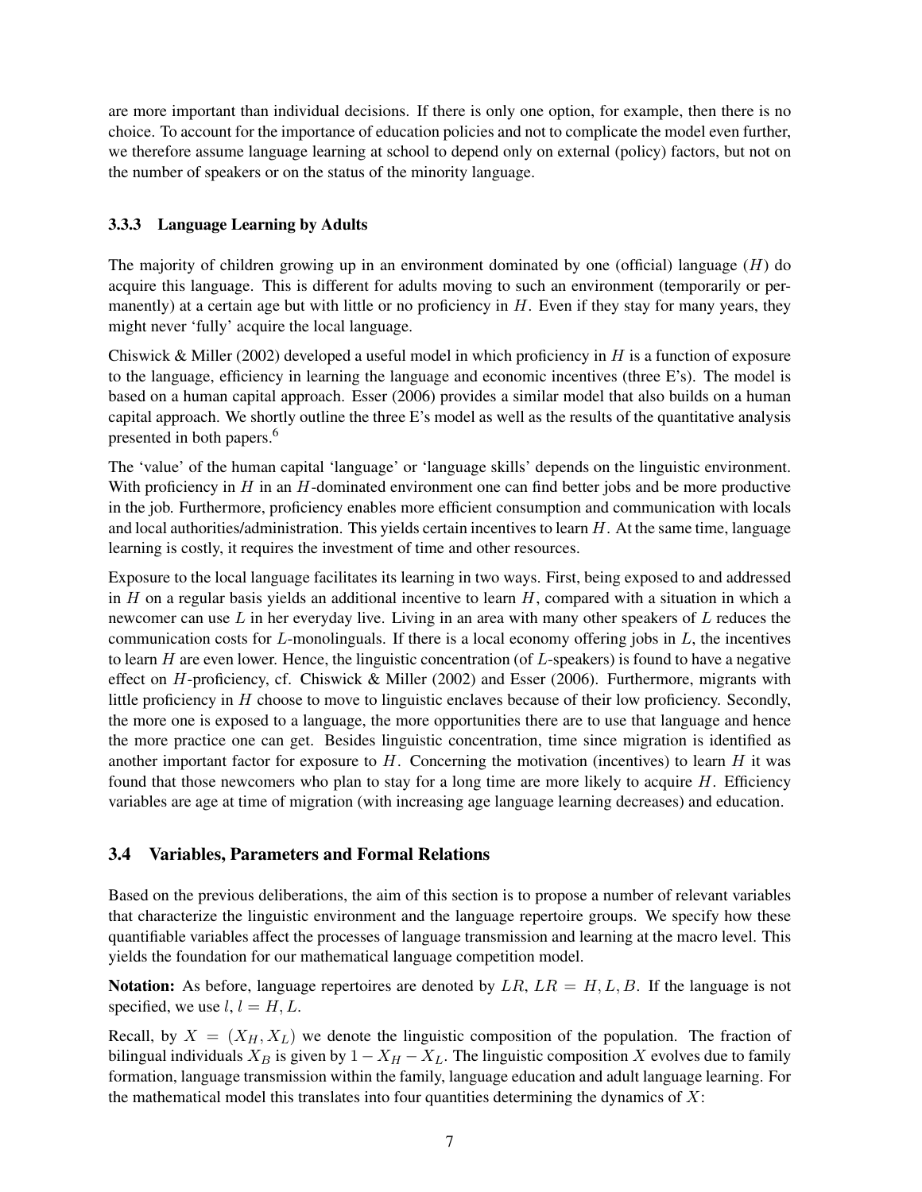are more important than individual decisions. If there is only one option, for example, then there is no choice. To account for the importance of education policies and not to complicate the model even further, we therefore assume language learning at school to depend only on external (policy) factors, but not on the number of speakers or on the status of the minority language.

### 3.3.3 Language Learning by Adults

The majority of children growing up in an environment dominated by one (official) language ($H$) do acquire this language. This is different for adults moving to such an environment (temporarily or permanently) at a certain age but with little or no proficiency in $H$. Even if they stay for many years, they might never 'fully' acquire the local language.

Chiswick & Miller (2002) developed a useful model in which proficiency in $H$ is a function of exposure to the language, efficiency in learning the language and economic incentives (three E's). The model is based on a human capital approach. Esser (2006) provides a similar model that also builds on a human capital approach. We shortly outline the three E's model as well as the results of the quantitative analysis presented in both papers.[6]

The 'value' of the human capital 'language' or 'language skills' depends on the linguistic environment. With proficiency in $H$ in an $H$-dominated environment one can find better jobs and be more productive in the job. Furthermore, proficiency enables more efficient consumption and communication with locals and local authorities/administration. This yields certain incentives to learn $H$. At the same time, language learning is costly, it requires the investment of time and other resources.

Exposure to the local language facilitates its learning in two ways. First, being exposed to and addressed in $H$ on a regular basis yields an additional incentive to learn $H$, compared with a situation in which a newcomer can use $L$ in her everyday live. Living in an area with many other speakers of $L$ reduces the communication costs for $L$-monolinguals. If there is a local economy offering jobs in $L$, the incentives to learn $H$ are even lower. Hence, the linguistic concentration (of $L$-speakers) is found to have a negative effect on $H$-proficiency, cf. Chiswick & Miller (2002) and Esser (2006). Furthermore, migrants with little proficiency in $H$ choose to move to linguistic enclaves because of their low proficiency. Secondly, the more one is exposed to a language, the more opportunities there are to use that language and hence the more practice one can get. Besides linguistic concentration, time since migration is identified as another important factor for exposure to $H$. Concerning the motivation (incentives) to learn $H$ it was found that those newcomers who plan to stay for a long time are more likely to acquire $H$. Efficiency variables are age at time of migration (with increasing age language learning decreases) and education.

## 3.4 Variables, Parameters and Formal Relations

Based on the previous deliberations, the aim of this section is to propose a number of relevant variables that characterize the linguistic environment and the language repertoire groups. We specify how these quantifiable variables affect the processes of language transmission and learning at the macro level. This yields the foundation for our mathematical language competition model.

**Notation:** As before, language repertoires are denoted by $LR$, $LR = H, L, B$. If the language is not specified, we use $l$, $l = H, L$.

Recall, by $X = (X_H, X_L)$ we denote the linguistic composition of the population. The fraction of bilingual individuals $X_B$ is given by $1 - X_H - X_L$. The linguistic composition $X$ evolves due to family formation, language transmission within the family, language education and adult language learning. For the mathematical model this translates into four quantities determining the dynamics of $X$: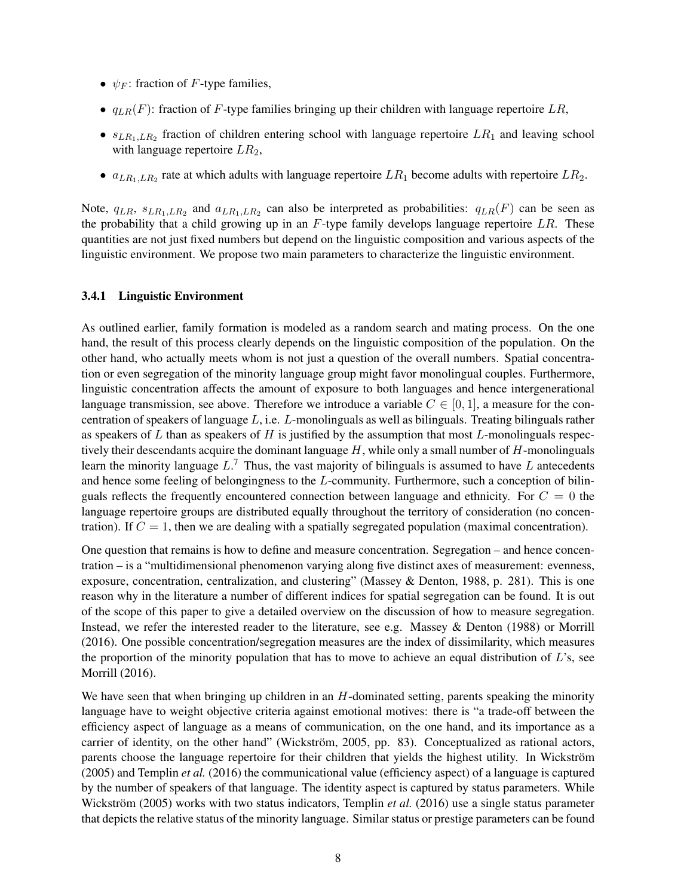- $\psi_F$: fraction of $F$-type families,
- $q_{LR}(F)$: fraction of $F$-type families bringing up their children with language repertoire $LR$,
- $s_{LR_1,LR_2}$ fraction of children entering school with language repertoire $LR_1$ and leaving school with language repertoire $LR_2$,
- $a_{LR_1,LR_2}$ rate at which adults with language repertoire $LR_1$ become adults with repertoire $LR_2$.

Note, $q_{LR}$, $s_{LR_1,LR_2}$ and $a_{LR_1,LR_2}$ can also be interpreted as probabilities: $q_{LR}(F)$ can be seen as the probability that a child growing up in an $F$-type family develops language repertoire $LR$. These quantities are not just fixed numbers but depend on the linguistic composition and various aspects of the linguistic environment. We propose two main parameters to characterize the linguistic environment.

### 3.4.1 Linguistic Environment

As outlined earlier, family formation is modeled as a random search and mating process. On the one hand, the result of this process clearly depends on the linguistic composition of the population. On the other hand, who actually meets whom is not just a question of the overall numbers. Spatial concentration or even segregation of the minority language group might favor monolingual couples. Furthermore, linguistic concentration affects the amount of exposure to both languages and hence intergenerational language transmission, see above. Therefore we introduce a variable $C \in [0, 1]$, a measure for the concentration of speakers of language $L$, i.e. $L$-monolinguals as well as bilinguals. Treating bilinguals rather as speakers of $L$ than as speakers of $H$ is justified by the assumption that most $L$-monolinguals respectively their descendants acquire the dominant language $H$, while only a small number of $H$-monolinguals learn the minority language $L$.[7] Thus, the vast majority of bilinguals is assumed to have $L$ antecedents and hence some feeling of belongingness to the $L$-community. Furthermore, such a conception of bilinguals reflects the frequently encountered connection between language and ethnicity. For $C = 0$ the language repertoire groups are distributed equally throughout the territory of consideration (no concentration). If $C = 1$, then we are dealing with a spatially segregated population (maximal concentration).

One question that remains is how to define and measure concentration. Segregation – and hence concentration – is a "multidimensional phenomenon varying along five distinct axes of measurement: evenness, exposure, concentration, centralization, and clustering" (Massey & Denton, 1988, p. 281). This is one reason why in the literature a number of different indices for spatial segregation can be found. It is out of the scope of this paper to give a detailed overview on the discussion of how to measure segregation. Instead, we refer the interested reader to the literature, see e.g. Massey & Denton (1988) or Morrill (2016). One possible concentration/segregation measures are the index of dissimilarity, which measures the proportion of the minority population that has to move to achieve an equal distribution of $L$'s, see Morrill (2016).

We have seen that when bringing up children in an $H$-dominated setting, parents speaking the minority language have to weight objective criteria against emotional motives: there is "a trade-off between the efficiency aspect of language as a means of communication, on the one hand, and its importance as a carrier of identity, on the other hand" (Wickström, 2005, pp. 83). Conceptualized as rational actors, parents choose the language repertoire for their children that yields the highest utility. In Wickström (2005) and Templin *et al.* (2016) the communicational value (efficiency aspect) of a language is captured by the number of speakers of that language. The identity aspect is captured by status parameters. While Wickström (2005) works with two status indicators, Templin *et al.* (2016) use a single status parameter that depicts the relative status of the minority language. Similar status or prestige parameters can be found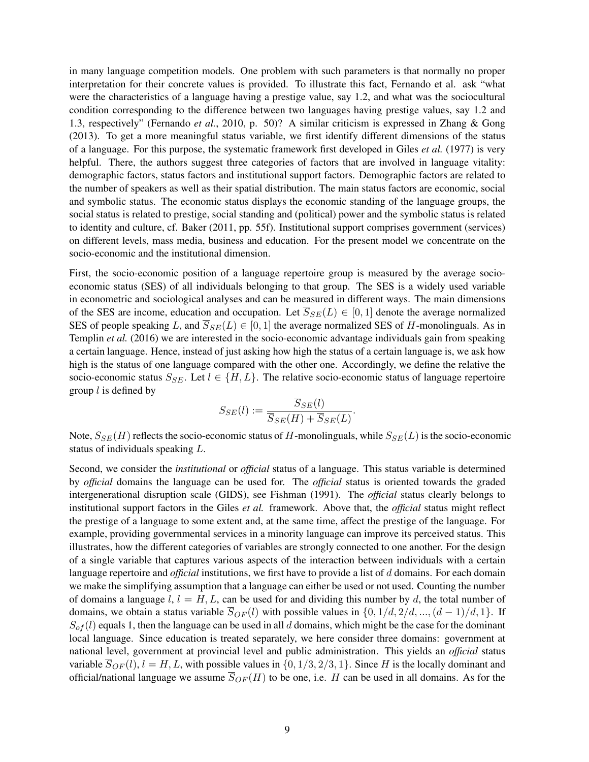in many language competition models. One problem with such parameters is that normally no proper interpretation for their concrete values is provided. To illustrate this fact, Fernando et al. ask "what were the characteristics of a language having a prestige value, say 1.2, and what was the sociocultural condition corresponding to the difference between two languages having prestige values, say 1.2 and 1.3, respectively" (Fernando *et al.*, 2010, p. 50)? A similar criticism is expressed in Zhang & Gong (2013). To get a more meaningful status variable, we first identify different dimensions of the status of a language. For this purpose, the systematic framework first developed in Giles *et al.* (1977) is very helpful. There, the authors suggest three categories of factors that are involved in language vitality: demographic factors, status factors and institutional support factors. Demographic factors are related to the number of speakers as well as their spatial distribution. The main status factors are economic, social and symbolic status. The economic status displays the economic standing of the language groups, the social status is related to prestige, social standing and (political) power and the symbolic status is related to identity and culture, cf. Baker (2011, pp. 55f). Institutional support comprises government (services) on different levels, mass media, business and education. For the present model we concentrate on the socio-economic and the institutional dimension.

First, the socio-economic position of a language repertoire group is measured by the average socio-economic status (SES) of all individuals belonging to that group. The SES is a widely used variable in econometric and sociological analyses and can be measured in different ways. The main dimensions of the SES are income, education and occupation. Let $\overline{S}_{SE}(L) \in [0, 1]$ denote the average normalized SES of people speaking $L$, and $\overline{S}_{SE}(L) \in [0, 1]$ the average normalized SES of $H$-monolinguals. As in Templin *et al.* (2016) we are interested in the socio-economic advantage individuals gain from speaking a certain language. Hence, instead of just asking how high the status of a certain language is, we ask how high is the status of one language compared with the other one. Accordingly, we define the relative the socio-economic status $S_{SE}$. Let $l \in \{H, L\}$. The relative socio-economic status of language repertoire group $l$ is defined by

$$S_{SE}(l) := \frac{\overline{S}_{SE}(l)}{\overline{S}_{SE}(H) + \overline{S}_{SE}(L)}.$$

Note, $S_{SE}(H)$ reflects the socio-economic status of $H$-monolinguals, while $S_{SE}(L)$ is the socio-economic status of individuals speaking $L$.

Second, we consider the *institutional* or *official* status of a language. This status variable is determined by *official* domains the language can be used for. The *official* status is oriented towards the graded intergenerational disruption scale (GIDS), see Fishman (1991). The *official* status clearly belongs to institutional support factors in the Giles *et al.* framework. Above that, the *official* status might reflect the prestige of a language to some extent and, at the same time, affect the prestige of the language. For example, providing governmental services in a minority language can improve its perceived status. This illustrates, how the different categories of variables are strongly connected to one another. For the design of a single variable that captures various aspects of the interaction between individuals with a certain language repertoire and *official* institutions, we first have to provide a list of $d$ domains. For each domain we make the simplifying assumption that a language can either be used or not used. Counting the number of domains a language $l$, $l = H, L$, can be used for and dividing this number by $d$, the total number of domains, we obtain a status variable $\overline{S}_{OF}(l)$ with possible values in $\{0, 1/d, 2/d, ..., (d-1)/d, 1\}$. If $S_{of}(l)$ equals 1, then the language can be used in all $d$ domains, which might be the case for the dominant local language. Since education is treated separately, we here consider three domains: government at national level, government at provincial level and public administration. This yields an *official* status variable $\overline{S}_{OF}(l)$, $l = H, L$, with possible values in $\{0, 1/3, 2/3, 1\}$. Since $H$ is the locally dominant and official/national language we assume $\overline{S}_{OF}(H)$ to be one, i.e. $H$ can be used in all domains. As for the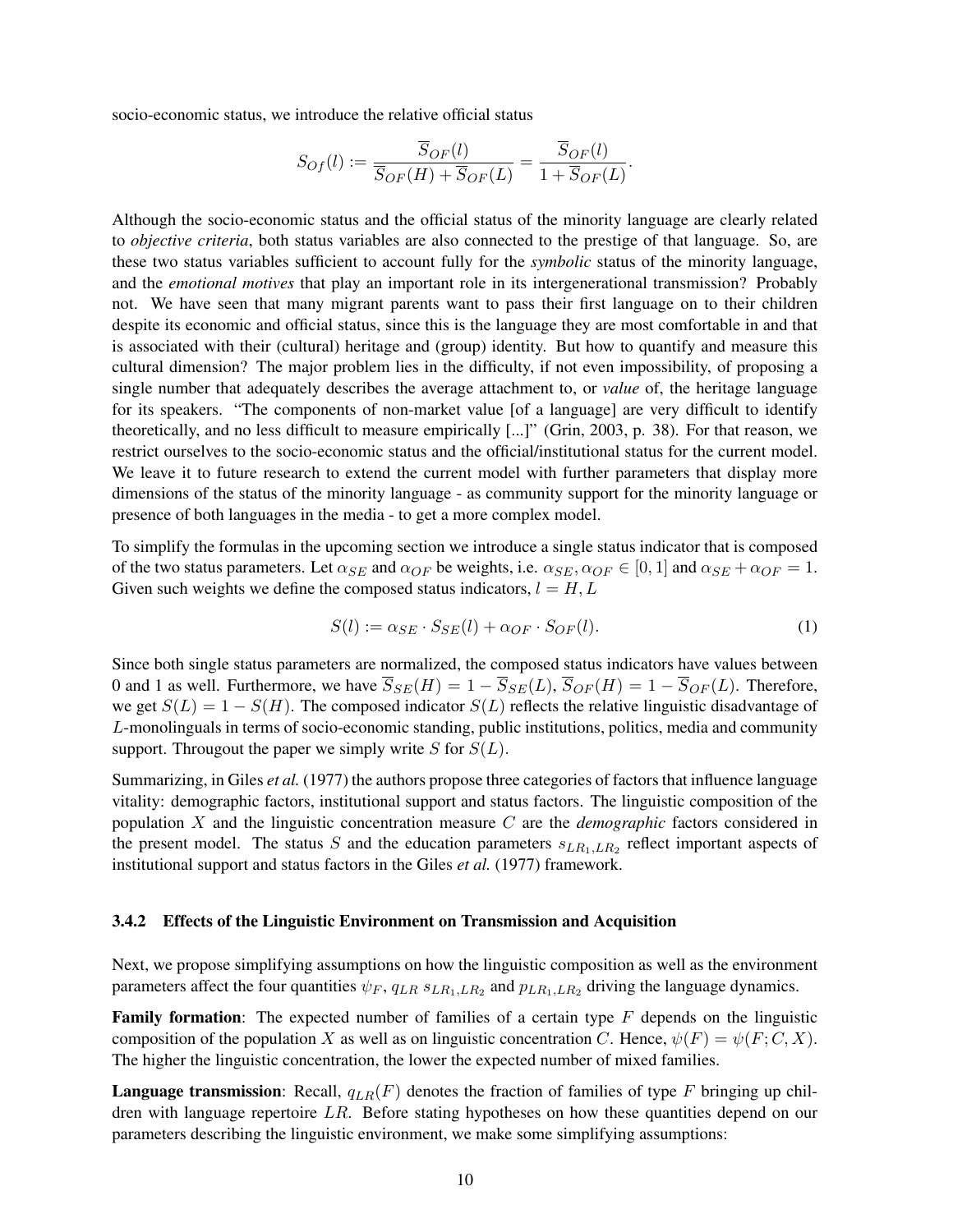socio-economic status, we introduce the relative official status

$$S_{Of}(l) := \frac{\overline{S}_{OF}(l)}{\overline{S}_{OF}(H) + \overline{S}_{OF}(L)} = \frac{\overline{S}_{OF}(l)}{1 + \overline{S}_{OF}(L)}.$$

Although the socio-economic status and the official status of the minority language are clearly related to *objective criteria*, both status variables are also connected to the prestige of that language. So, are these two status variables sufficient to account fully for the *symbolic* status of the minority language, and the *emotional motives* that play an important role in its intergenerational transmission? Probably not. We have seen that many migrant parents want to pass their first language on to their children despite its economic and official status, since this is the language they are most comfortable in and that is associated with their (cultural) heritage and (group) identity. But how to quantify and measure this cultural dimension? The major problem lies in the difficulty, if not even impossibility, of proposing a single number that adequately describes the average attachment to, or *value* of, the heritage language for its speakers. "The components of non-market value [of a language] are very difficult to identify theoretically, and no less difficult to measure empirically [...]" (Grin, 2003, p. 38). For that reason, we restrict ourselves to the socio-economic status and the official/institutional status for the current model. We leave it to future research to extend the current model with further parameters that display more dimensions of the status of the minority language - as community support for the minority language or presence of both languages in the media - to get a more complex model.

To simplify the formulas in the upcoming section we introduce a single status indicator that is composed of the two status parameters. Let $\alpha_{SE}$ and $\alpha_{OF}$ be weights, i.e. $\alpha_{SE}, \alpha_{OF} \in [0, 1]$ and $\alpha_{SE} + \alpha_{OF} = 1$. Given such weights we define the composed status indicators, $l = H, L$

$$S(l) := \alpha_{SE} \cdot S_{SE}(l) + \alpha_{OF} \cdot S_{OF}(l). \tag{1}$$

Since both single status parameters are normalized, the composed status indicators have values between 0 and 1 as well. Furthermore, we have $\overline{S}_{SE}(H) = 1 - \overline{S}_{SE}(L)$, $\overline{S}_{OF}(H) = 1 - \overline{S}_{OF}(L)$. Therefore, we get $S(L) = 1 - S(H)$. The composed indicator $S(L)$ reflects the relative linguistic disadvantage of $L$-monolinguals in terms of socio-economic standing, public institutions, politics, media and community support. Througout the paper we simply write $S$ for $S(L)$.

Summarizing, in Giles *et al.* (1977) the authors propose three categories of factors that influence language vitality: demographic factors, institutional support and status factors. The linguistic composition of the population $X$ and the linguistic concentration measure $C$ are the *demographic* factors considered in the present model. The status $S$ and the education parameters $s_{LR_1,LR_2}$ reflect important aspects of institutional support and status factors in the Giles *et al.* (1977) framework.

### 3.4.2 Effects of the Linguistic Environment on Transmission and Acquisition

Next, we propose simplifying assumptions on how the linguistic composition as well as the environment parameters affect the four quantities $\psi_F$, $q_{LR}$ $s_{LR_1,LR_2}$ and $p_{LR_1,LR_2}$ driving the language dynamics.

**Family formation**: The expected number of families of a certain type $F$ depends on the linguistic composition of the population $X$ as well as on linguistic concentration $C$. Hence, $\psi(F) = \psi(F; C, X)$. The higher the linguistic concentration, the lower the expected number of mixed families.

**Language transmission**: Recall, $q_{LR}(F)$ denotes the fraction of families of type $F$ bringing up children with language repertoire $LR$. Before stating hypotheses on how these quantities depend on our parameters describing the linguistic environment, we make some simplifying assumptions: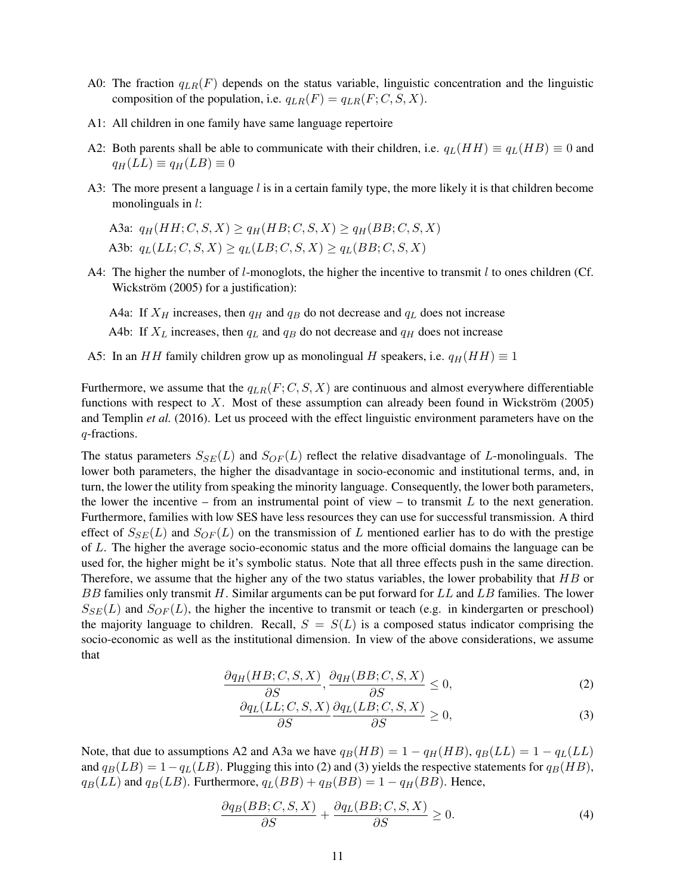A0: The fraction $q_{LR}(F)$ depends on the status variable, linguistic concentration and the linguistic composition of the population, i.e. $q_{LR}(F) = q_{LR}(F; C, S, X)$.

A1: All children in one family have same language repertoire

A2: Both parents shall be able to communicate with their children, i.e. $q_L(HH) \equiv q_L(HB) \equiv 0$ and $q_H(LL) \equiv q_H(LB) \equiv 0$

A3: The more present a language $l$ is in a certain family type, the more likely it is that children become monolinguals in $l$:

A3a: $q_H(HH; C, S, X) \geq q_H(HB; C, S, X) \geq q_H(BB; C, S, X)$

A3b: $q_L(LL; C, S, X) \geq q_L(LB; C, S, X) \geq q_L(BB; C, S, X)$

A4: The higher the number of $l$-monoglots, the higher the incentive to transmit $l$ to ones children (Cf. Wickström (2005) for a justification):

A4a: If $X_H$ increases, then $q_H$ and $q_B$ do not decrease and $q_L$ does not increase

A4b: If $X_L$ increases, then $q_L$ and $q_B$ do not decrease and $q_H$ does not increase

A5: In an $HH$ family children grow up as monolingual $H$ speakers, i.e. $q_H(HH) \equiv 1$

Furthermore, we assume that the $q_{LR}(F; C, S, X)$ are continuous and almost everywhere differentiable functions with respect to $X$. Most of these assumption can already been found in Wickström (2005) and Templin *et al.* (2016). Let us proceed with the effect linguistic environment parameters have on the $q$-fractions.

The status parameters $S_{SE}(L)$ and $S_{OF}(L)$ reflect the relative disadvantage of $L$-monolinguals. The lower both parameters, the higher the disadvantage in socio-economic and institutional terms, and, in turn, the lower the utility from speaking the minority language. Consequently, the lower both parameters, the lower the incentive – from an instrumental point of view – to transmit $L$ to the next generation. Furthermore, families with low SES have less resources they can use for successful transmission. A third effect of $S_{SE}(L)$ and $S_{OF}(L)$ on the transmission of $L$ mentioned earlier has to do with the prestige of $L$. The higher the average socio-economic status and the more official domains the language can be used for, the higher might be it's symbolic status. Note that all three effects push in the same direction. Therefore, we assume that the higher any of the two status variables, the lower probability that $HB$ or $BB$ families only transmit $H$. Similar arguments can be put forward for $LL$ and $LB$ families. The lower $S_{SE}(L)$ and $S_{OF}(L)$, the higher the incentive to transmit or teach (e.g. in kindergarten or preschool) the majority language to children. Recall, $S = S(L)$ is a composed status indicator comprising the socio-economic as well as the institutional dimension. In view of the above considerations, we assume that

$$\frac{\partial q_H(HB; C, S, X)}{\partial S}, \frac{\partial q_H(BB; C, S, X)}{\partial S} \leq 0, \tag{2}$$

$$\frac{\partial q_L(LL; C, S, X)}{\partial S} \frac{\partial q_L(LB; C, S, X)}{\partial S} \geq 0, \tag{3}$$

Note, that due to assumptions A2 and A3a we have $q_B(HB) = 1 - q_H(HB)$, $q_B(LL) = 1 - q_L(LL)$ and $q_B(LB) = 1 - q_L(LB)$. Plugging this into (2) and (3) yields the respective statements for $q_B(HB)$, $q_B(LL)$ and $q_B(LB)$. Furthermore, $q_L(BB) + q_B(BB) = 1 - q_H(BB)$. Hence,

$$\frac{\partial q_B(BB; C, S, X)}{\partial S} + \frac{\partial q_L(BB; C, S, X)}{\partial S} \geq 0. \tag{4}$$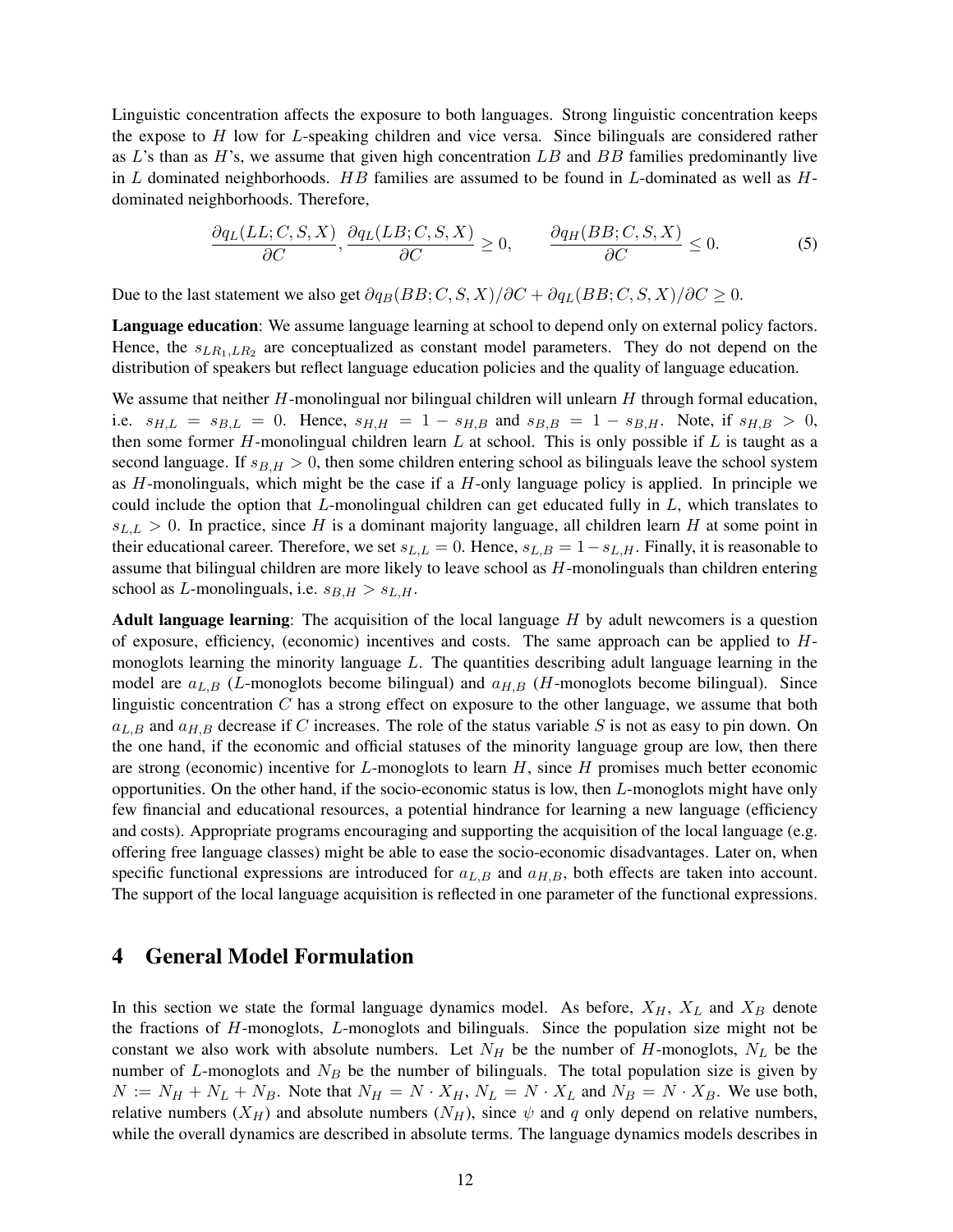Linguistic concentration affects the exposure to both languages. Strong linguistic concentration keeps the expose to $H$ low for $L$-speaking children and vice versa. Since bilinguals are considered rather as $L$'s than as $H$'s, we assume that given high concentration $LB$ and $BB$ families predominantly live in $L$ dominated neighborhoods. $HB$ families are assumed to be found in $L$-dominated as well as $H$-dominated neighborhoods. Therefore,

$$\frac{\partial q_L(LL; C, S, X)}{\partial C}, \frac{\partial q_L(LB; C, S, X)}{\partial C} \geq 0, \qquad \frac{\partial q_H(BB; C, S, X)}{\partial C} \leq 0. \tag{5}$$

Due to the last statement we also get $\partial q_B(BB; C, S, X)/\partial C + \partial q_L(BB; C, S, X)/\partial C \geq 0$.

**Language education**: We assume language learning at school to depend only on external policy factors. Hence, the $s_{LR_1,LR_2}$ are conceptualized as constant model parameters. They do not depend on the distribution of speakers but reflect language education policies and the quality of language education.

We assume that neither $H$-monolingual nor bilingual children will unlearn $H$ through formal education, i.e. $s_{H,L} = s_{B,L} = 0$. Hence, $s_{H,H} = 1 - s_{H,B}$ and $s_{B,B} = 1 - s_{B,H}$. Note, if $s_{H,B} > 0$, then some former $H$-monolingual children learn $L$ at school. This is only possible if $L$ is taught as a second language. If $s_{B,H} > 0$, then some children entering school as bilinguals leave the school system as $H$-monolinguals, which might be the case if a $H$-only language policy is applied. In principle we could include the option that $L$-monolingual children can get educated fully in $L$, which translates to $s_{L,L} > 0$. In practice, since $H$ is a dominant majority language, all children learn $H$ at some point in their educational career. Therefore, we set $s_{L,L} = 0$. Hence, $s_{L,B} = 1 - s_{L,H}$. Finally, it is reasonable to assume that bilingual children are more likely to leave school as $H$-monolinguals than children entering school as $L$-monolinguals, i.e. $s_{B,H} > s_{L,H}$.

**Adult language learning**: The acquisition of the local language $H$ by adult newcomers is a question of exposure, efficiency, (economic) incentives and costs. The same approach can be applied to $H$-monoglots learning the minority language $L$. The quantities describing adult language learning in the model are $a_{L,B}$ ($L$-monoglots become bilingual) and $a_{H,B}$ ($H$-monoglots become bilingual). Since linguistic concentration $C$ has a strong effect on exposure to the other language, we assume that both $a_{L,B}$ and $a_{H,B}$ decrease if $C$ increases. The role of the status variable $S$ is not as easy to pin down. On the one hand, if the economic and official statuses of the minority language group are low, then there are strong (economic) incentive for $L$-monoglots to learn $H$, since $H$ promises much better economic opportunities. On the other hand, if the socio-economic status is low, then $L$-monoglots might have only few financial and educational resources, a potential hindrance for learning a new language (efficiency and costs). Appropriate programs encouraging and supporting the acquisition of the local language (e.g. offering free language classes) might be able to ease the socio-economic disadvantages. Later on, when specific functional expressions are introduced for $a_{L,B}$ and $a_{H,B}$, both effects are taken into account. The support of the local language acquisition is reflected in one parameter of the functional expressions.

# 4 General Model Formulation

In this section we state the formal language dynamics model. As before, $X_H$, $X_L$ and $X_B$ denote the fractions of $H$-monoglots, $L$-monoglots and bilinguals. Since the population size might not be constant we also work with absolute numbers. Let $N_H$ be the number of $H$-monoglots, $N_L$ be the number of $L$-monoglots and $N_B$ be the number of bilinguals. The total population size is given by $N := N_H + N_L + N_B$. Note that $N_H = N \cdot X_H$, $N_L = N \cdot X_L$ and $N_B = N \cdot X_B$. We use both, relative numbers ($X_H$) and absolute numbers ($N_H$), since $\psi$ and $q$ only depend on relative numbers, while the overall dynamics are described in absolute terms. The language dynamics models describes in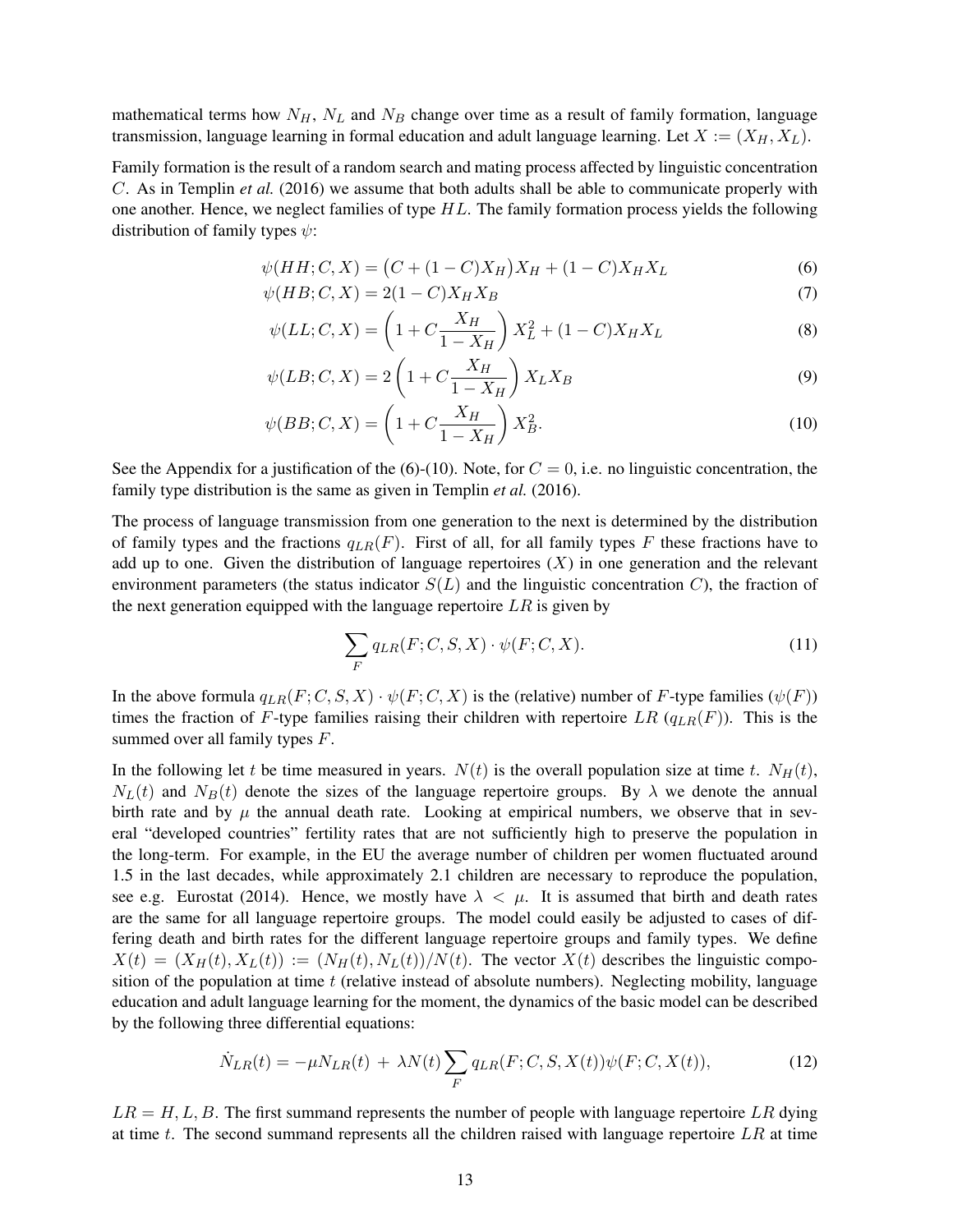mathematical terms how $N_H$, $N_L$ and $N_B$ change over time as a result of family formation, language transmission, language learning in formal education and adult language learning. Let $X := (X_H, X_L)$.

Family formation is the result of a random search and mating process affected by linguistic concentration $C$. As in Templin *et al.* (2016) we assume that both adults shall be able to communicate properly with one another. Hence, we neglect families of type $HL$. The family formation process yields the following distribution of family types $\psi$:

$$\psi(HH; C, X) = \big(C + (1-C)X_H\big)X_H + (1-C)X_H X_L \tag{6}$$

$$\psi(HB; C, X) = 2(1-C)X_H X_B \tag{7}$$

$$\psi(LL; C, X) = \left(1 + C\frac{X_H}{1-X_H}\right) X_L^2 + (1-C)X_H X_L \tag{8}$$

$$\psi(LB; C, X) = 2\left(1 + C\frac{X_H}{1-X_H}\right) X_L X_B \tag{9}$$

$$\psi(BB; C, X) = \left(1 + C\frac{X_H}{1-X_H}\right) X_B^2. \tag{10}$$

See the Appendix for a justification of the (6)-(10). Note, for $C = 0$, i.e. no linguistic concentration, the family type distribution is the same as given in Templin *et al.* (2016).

The process of language transmission from one generation to the next is determined by the distribution of family types and the fractions $q_{LR}(F)$. First of all, for all family types $F$ these fractions have to add up to one. Given the distribution of language repertoires ($X$) in one generation and the relevant environment parameters (the status indicator $S(L)$ and the linguistic concentration $C$), the fraction of the next generation equipped with the language repertoire $LR$ is given by

$$\sum_F q_{LR}(F; C, S, X) \cdot \psi(F; C, X). \tag{11}$$

In the above formula $q_{LR}(F; C, S, X) \cdot \psi(F; C, X)$ is the (relative) number of $F$-type families ($\psi(F)$) times the fraction of $F$-type families raising their children with repertoire $LR$ ($q_{LR}(F)$). This is the summed over all family types $F$.

In the following let $t$ be time measured in years. $N(t)$ is the overall population size at time $t$. $N_H(t)$, $N_L(t)$ and $N_B(t)$ denote the sizes of the language repertoire groups. By $\lambda$ we denote the annual birth rate and by $\mu$ the annual death rate. Looking at empirical numbers, we observe that in several "developed countries" fertility rates that are not sufficiently high to preserve the population in the long-term. For example, in the EU the average number of children per women fluctuated around 1.5 in the last decades, while approximately 2.1 children are necessary to reproduce the population, see e.g. Eurostat (2014). Hence, we mostly have $\lambda < \mu$. It is assumed that birth and death rates are the same for all language repertoire groups. The model could easily be adjusted to cases of differing death and birth rates for the different language repertoire groups and family types. We define $X(t) = (X_H(t), X_L(t)) := (N_H(t), N_L(t))/N(t)$. The vector $X(t)$ describes the linguistic composition of the population at time $t$ (relative instead of absolute numbers). Neglecting mobility, language education and adult language learning for the moment, the dynamics of the basic model can be described by the following three differential equations:

$$\dot{N}_{LR}(t) = -\mu N_{LR}(t) \, + \, \lambda N(t) \sum_F q_{LR}(F; C, S, X(t))\psi(F; C, X(t)), \tag{12}$$

$LR = H, L, B$. The first summand represents the number of people with language repertoire $LR$ dying at time $t$. The second summand represents all the children raised with language repertoire $LR$ at time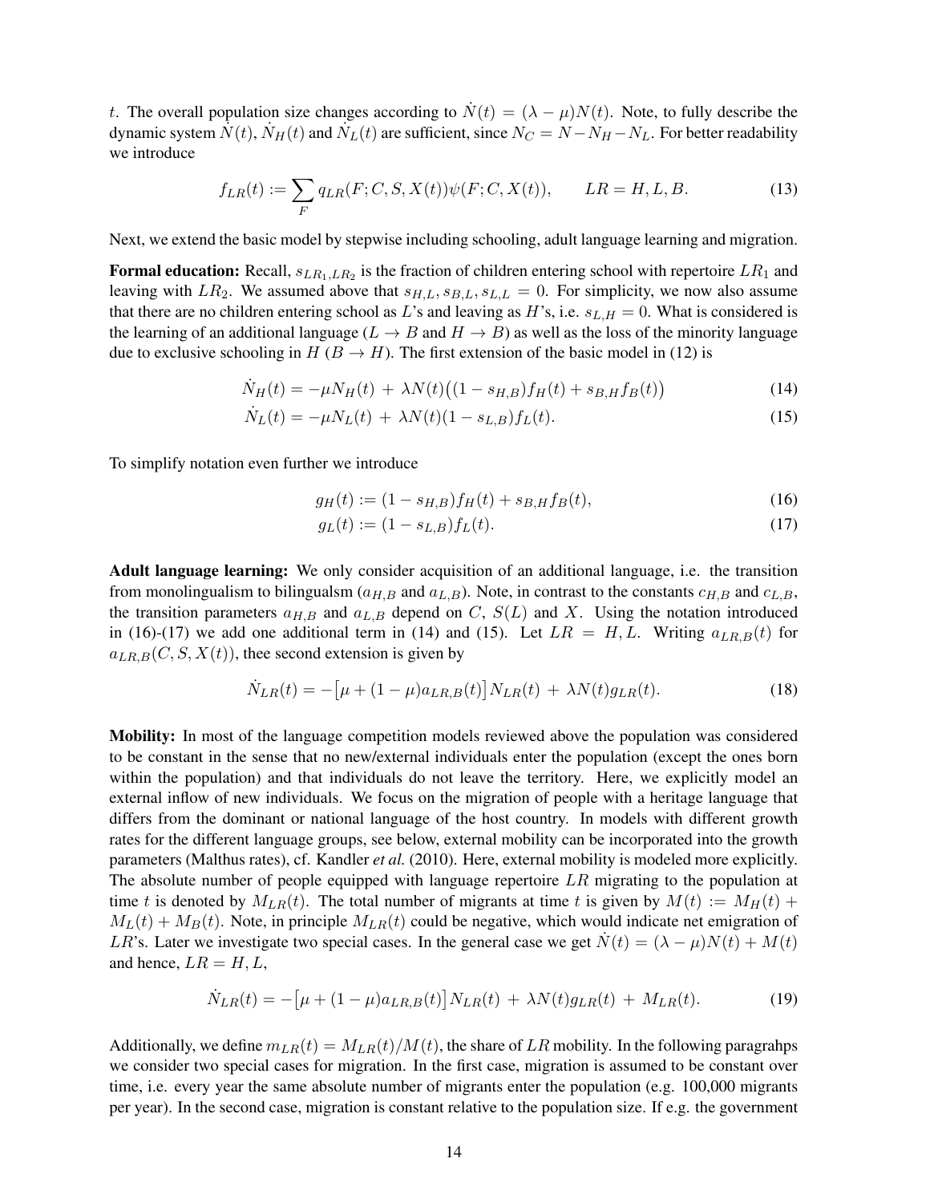$t$. The overall population size changes according to $\dot{N}(t) = (\lambda - \mu)N(t)$. Note, to fully describe the dynamic system $\dot{N}(t)$, $\dot{N}_H(t)$ and $\dot{N}_L(t)$ are sufficient, since $N_C = N - N_H - N_L$. For better readability we introduce

$$f_{LR}(t) := \sum_F q_{LR}(F; C, S, X(t))\psi(F; C, X(t)), \qquad LR = H, L, B. \tag{13}$$

Next, we extend the basic model by stepwise including schooling, adult language learning and migration.

**Formal education:** Recall, $s_{LR_1,LR_2}$ is the fraction of children entering school with repertoire $LR_1$ and leaving with $LR_2$. We assumed above that $s_{H,L}, s_{B,L}, s_{L,L} = 0$. For simplicity, we now also assume that there are no children entering school as $L$'s and leaving as $H$'s, i.e. $s_{L,H} = 0$. What is considered is the learning of an additional language ($L \to B$ and $H \to B$) as well as the loss of the minority language due to exclusive schooling in $H$ ($B \to H$). The first extension of the basic model in (12) is

$$\dot{N}_H(t) = -\mu N_H(t) \; + \; \lambda N(t)\big((1 - s_{H,B})f_H(t) + s_{B,H}f_B(t)\big) \tag{14}$$

$$\dot{N}_L(t) = -\mu N_L(t) \; + \; \lambda N(t)(1 - s_{L,B})f_L(t). \tag{15}$$

To simplify notation even further we introduce

$$g_H(t) := (1 - s_{H,B})f_H(t) + s_{B,H}f_B(t), \tag{16}$$

$$g_L(t) := (1 - s_{L,B})f_L(t). \tag{17}$$

**Adult language learning:** We only consider acquisition of an additional language, i.e. the transition from monolingualism to bilingualsm ($a_{H,B}$ and $a_{L,B}$). Note, in contrast to the constants $c_{H,B}$ and $c_{L,B}$, the transition parameters $a_{H,B}$ and $a_{L,B}$ depend on $C$, $S(L)$ and $X$. Using the notation introduced in (16)-(17) we add one additional term in (14) and (15). Let $LR = H, L$. Writing $a_{LR,B}(t)$ for $a_{LR,B}(C, S, X(t))$, thee second extension is given by

$$\dot{N}_{LR}(t) = -\big[\mu + (1 - \mu)a_{LR,B}(t)\big]N_{LR}(t) \; + \; \lambda N(t)g_{LR}(t). \tag{18}$$

**Mobility:** In most of the language competition models reviewed above the population was considered to be constant in the sense that no new/external individuals enter the population (except the ones born within the population) and that individuals do not leave the territory. Here, we explicitly model an external inflow of new individuals. We focus on the migration of people with a heritage language that differs from the dominant or national language of the host country. In models with different growth rates for the different language groups, see below, external mobility can be incorporated into the growth parameters (Malthus rates), cf. Kandler *et al.* (2010). Here, external mobility is modeled more explicitly. The absolute number of people equipped with language repertoire $LR$ migrating to the population at time $t$ is denoted by $M_{LR}(t)$. The total number of migrants at time $t$ is given by $M(t) := M_H(t) + M_L(t) + M_B(t)$. Note, in principle $M_{LR}(t)$ could be negative, which would indicate net emigration of $LR$'s. Later we investigate two special cases. In the general case we get $\dot{N}(t) = (\lambda - \mu)N(t) + M(t)$ and hence, $LR = H, L$,

$$\dot{N}_{LR}(t) = -\big[\mu + (1 - \mu)a_{LR,B}(t)\big]N_{LR}(t) \; + \; \lambda N(t)g_{LR}(t) \; + \; M_{LR}(t). \tag{19}$$

Additionally, we define $m_{LR}(t) = M_{LR}(t)/M(t)$, the share of $LR$ mobility. In the following paragrahps we consider two special cases for migration. In the first case, migration is assumed to be constant over time, i.e. every year the same absolute number of migrants enter the population (e.g. 100,000 migrants per year). In the second case, migration is constant relative to the population size. If e.g. the government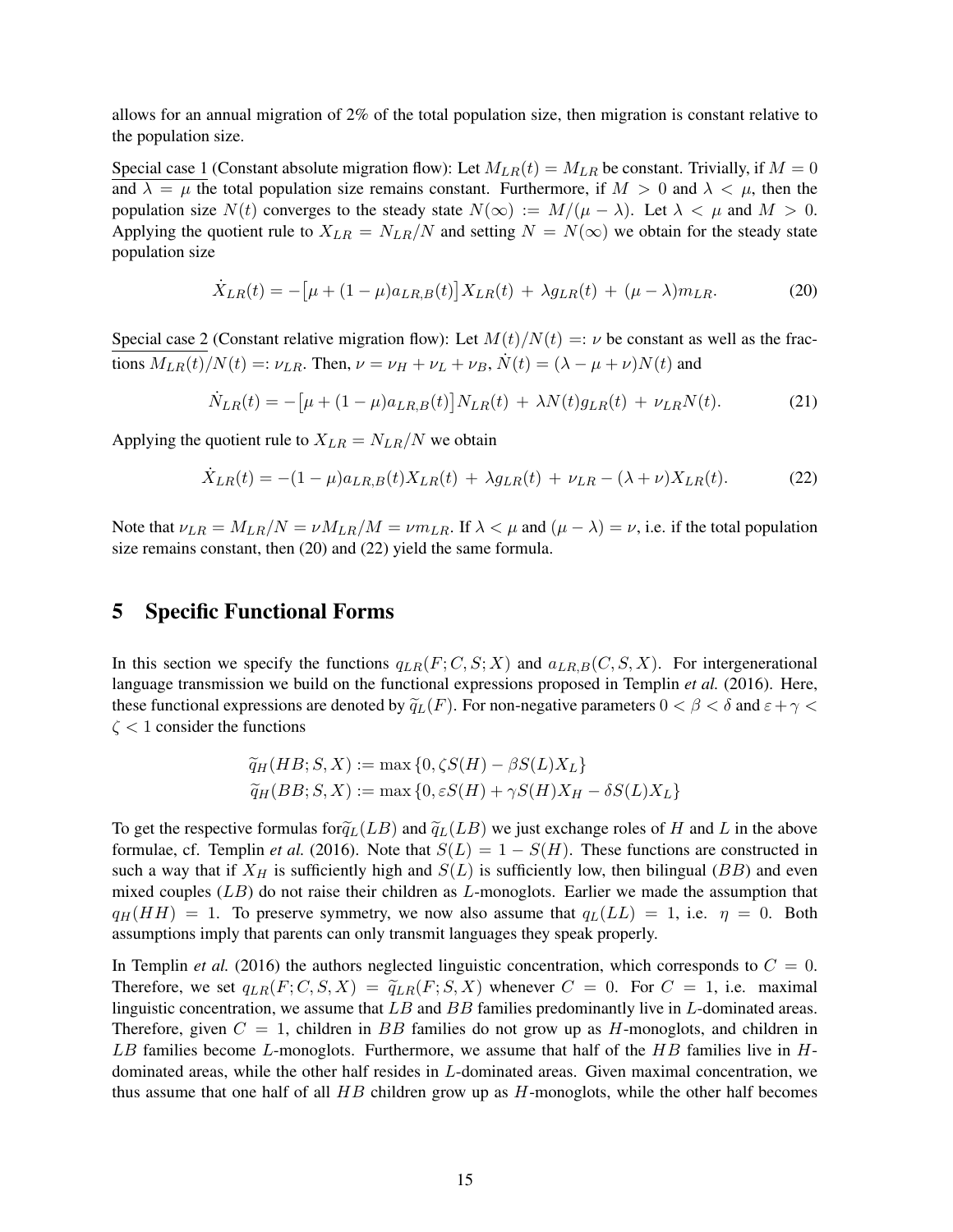allows for an annual migration of 2% of the total population size, then migration is constant relative to the population size.

Special case 1 (Constant absolute migration flow): Let $M_{LR}(t) = M_{LR}$ be constant. Trivially, if $M = 0$ and $\lambda = \mu$ the total population size remains constant. Furthermore, if $M > 0$ and $\lambda < \mu$, then the population size $N(t)$ converges to the steady state $N(\infty) := M/(\mu - \lambda)$. Let $\lambda < \mu$ and $M > 0$. Applying the quotient rule to $X_{LR} = N_{LR}/N$ and setting $N = N(\infty)$ we obtain for the steady state population size

$$\dot{X}_{LR}(t) = -\big[\mu + (1-\mu)a_{LR,B}(t)\big]X_{LR}(t) \;+\; \lambda g_{LR}(t) \;+\; (\mu - \lambda)m_{LR}. \tag{20}$$

Special case 2 (Constant relative migration flow): Let $M(t)/N(t) =: \nu$ be constant as well as the fractions $M_{LR}(t)/N(t) =: \nu_{LR}$. Then, $\nu = \nu_H + \nu_L + \nu_B$, $\dot{N}(t) = (\lambda - \mu + \nu)N(t)$ and

$$\dot{N}_{LR}(t) = -\big[\mu + (1-\mu)a_{LR,B}(t)\big]N_{LR}(t) \;+\; \lambda N(t) g_{LR}(t) \;+\; \nu_{LR}N(t). \tag{21}$$

Applying the quotient rule to $X_{LR} = N_{LR}/N$ we obtain

$$\dot{X}_{LR}(t) = -(1-\mu)a_{LR,B}(t)X_{LR}(t) \;+\; \lambda g_{LR}(t) \;+\; \nu_{LR} - (\lambda + \nu)X_{LR}(t). \tag{22}$$

Note that $\nu_{LR} = M_{LR}/N = \nu M_{LR}/M = \nu m_{LR}$. If $\lambda < \mu$ and $(\mu - \lambda) = \nu$, i.e. if the total population size remains constant, then (20) and (22) yield the same formula.

## 5 Specific Functional Forms

In this section we specify the functions $q_{LR}(F; C, S; X)$ and $a_{LR,B}(C, S, X)$. For intergenerational language transmission we build on the functional expressions proposed in Templin *et al.* (2016). Here, these functional expressions are denoted by $\widetilde{q}_L(F)$. For non-negative parameters $0 < \beta < \delta$ and $\varepsilon + \gamma < \zeta < 1$ consider the functions

$$\widetilde{q}_H(HB; S, X) := \max\{0, \zeta S(H) - \beta S(L) X_L\}$$
$$\widetilde{q}_H(BB; S, X) := \max\{0, \varepsilon S(H) + \gamma S(H) X_H - \delta S(L) X_L\}$$

To get the respective formulas for $\widetilde{q}_L(LB)$ and $\widetilde{q}_L(LB)$ we just exchange roles of $H$ and $L$ in the above formulae, cf. Templin *et al.* (2016). Note that $S(L) = 1 - S(H)$. These functions are constructed in such a way that if $X_H$ is sufficiently high and $S(L)$ is sufficiently low, then bilingual ($BB$) and even mixed couples ($LB$) do not raise their children as $L$-monoglots. Earlier we made the assumption that $q_H(HH) = 1$. To preserve symmetry, we now also assume that $q_L(LL) = 1$, i.e. $\eta = 0$. Both assumptions imply that parents can only transmit languages they speak properly.

In Templin *et al.* (2016) the authors neglected linguistic concentration, which corresponds to $C = 0$. Therefore, we set $q_{LR}(F; C, S, X) = \widetilde{q}_{LR}(F; S, X)$ whenever $C = 0$. For $C = 1$, i.e. maximal linguistic concentration, we assume that $LB$ and $BB$ families predominantly live in $L$-dominated areas. Therefore, given $C = 1$, children in $BB$ families do not grow up as $H$-monoglots, and children in $LB$ families become $L$-monoglots. Furthermore, we assume that half of the $HB$ families live in $H$-dominated areas, while the other half resides in $L$-dominated areas. Given maximal concentration, we thus assume that one half of all $HB$ children grow up as $H$-monoglots, while the other half becomes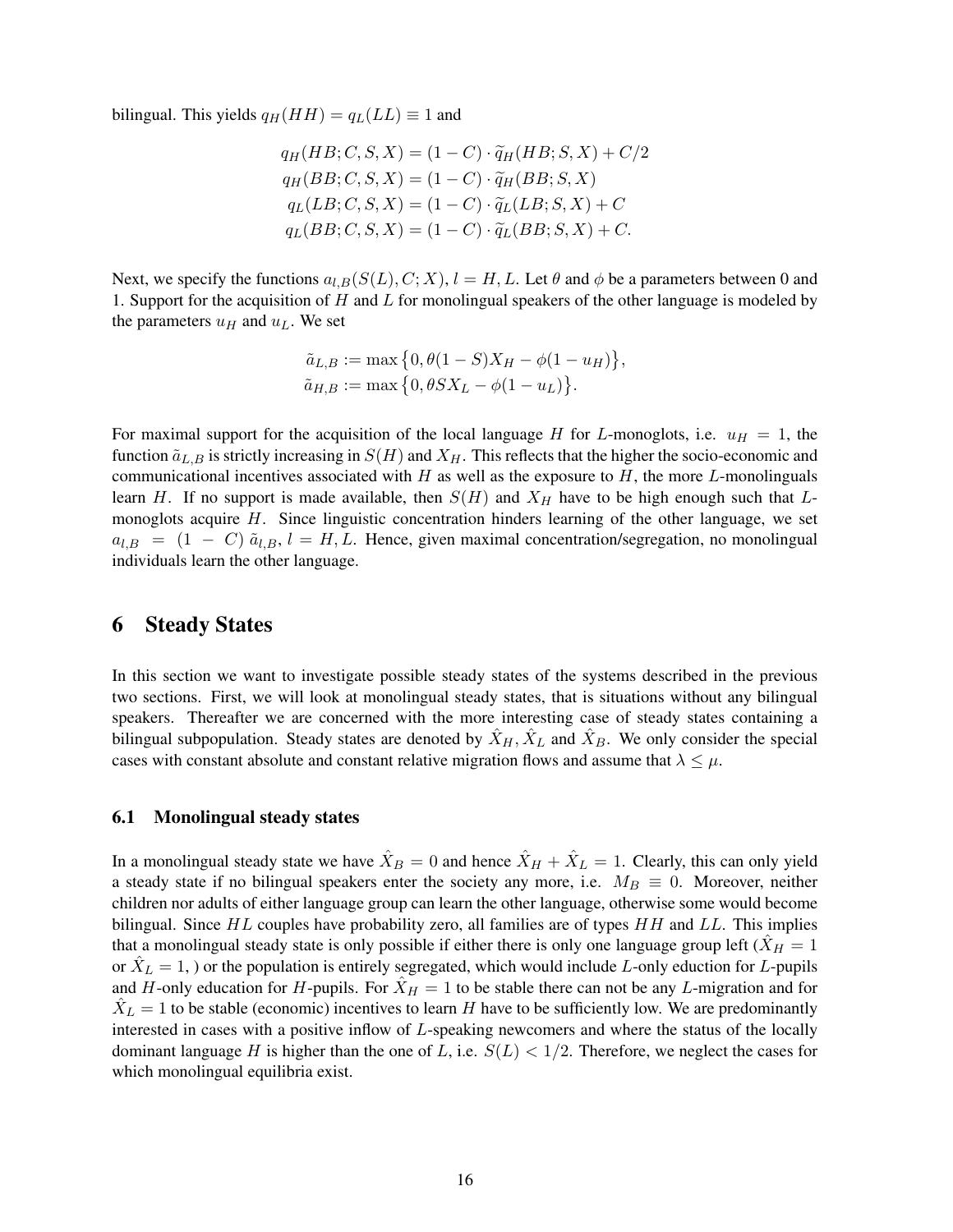bilingual. This yields $q_H(HH) = q_L(LL) \equiv 1$ and

$$
\begin{aligned}
q_H(HB; C, S, X) &= (1 - C) \cdot \widetilde{q}_H(HB; S, X) + C/2 \\
q_H(BB; C, S, X) &= (1 - C) \cdot \widetilde{q}_H(BB; S, X) \\
q_L(LB; C, S, X) &= (1 - C) \cdot \widetilde{q}_L(LB; S, X) + C \\
q_L(BB; C, S, X) &= (1 - C) \cdot \widetilde{q}_L(BB; S, X) + C.
\end{aligned}
$$

Next, we specify the functions $a_{l,B}(S(L), C; X)$, $l = H, L$. Let $\theta$ and $\phi$ be a parameters between 0 and 1. Support for the acquisition of $H$ and $L$ for monolingual speakers of the other language is modeled by the parameters $u_H$ and $u_L$. We set

$$
\begin{aligned}
\tilde{a}_{L,B} &:= \max\big\{0, \theta(1 - S)X_H - \phi(1 - u_H)\big\}, \\
\tilde{a}_{H,B} &:= \max\big\{0, \theta S X_L - \phi(1 - u_L)\big\}.
\end{aligned}
$$

For maximal support for the acquisition of the local language $H$ for $L$-monoglots, i.e. $u_H = 1$, the function $\tilde{a}_{L,B}$ is strictly increasing in $S(H)$ and $X_H$. This reflects that the higher the socio-economic and communicational incentives associated with $H$ as well as the exposure to $H$, the more $L$-monolinguals learn $H$. If no support is made available, then $S(H)$ and $X_H$ have to be high enough such that $L$-monoglots acquire $H$. Since linguistic concentration hinders learning of the other language, we set $a_{l,B} = (1 - C)\,\tilde{a}_{l,B}$, $l = H, L$. Hence, given maximal concentration/segregation, no monolingual individuals learn the other language.

# 6 Steady States

In this section we want to investigate possible steady states of the systems described in the previous two sections. First, we will look at monolingual steady states, that is situations without any bilingual speakers. Thereafter we are concerned with the more interesting case of steady states containing a bilingual subpopulation. Steady states are denoted by $\hat{X}_H, \hat{X}_L$ and $\hat{X}_B$. We only consider the special cases with constant absolute and constant relative migration flows and assume that $\lambda \leq \mu$.

## 6.1 Monolingual steady states

In a monolingual steady state we have $\hat{X}_B = 0$ and hence $\hat{X}_H + \hat{X}_L = 1$. Clearly, this can only yield a steady state if no bilingual speakers enter the society any more, i.e. $M_B \equiv 0$. Moreover, neither children nor adults of either language group can learn the other language, otherwise some would become bilingual. Since $HL$ couples have probability zero, all families are of types $HH$ and $LL$. This implies that a monolingual steady state is only possible if either there is only one language group left ($\hat{X}_H = 1$ or $\hat{X}_L = 1$, ) or the population is entirely segregated, which would include $L$-only eduction for $L$-pupils and $H$-only education for $H$-pupils. For $\hat{X}_H = 1$ to be stable there can not be any $L$-migration and for $\hat{X}_L = 1$ to be stable (economic) incentives to learn $H$ have to be sufficiently low. We are predominantly interested in cases with a positive inflow of $L$-speaking newcomers and where the status of the locally dominant language $H$ is higher than the one of $L$, i.e. $S(L) < 1/2$. Therefore, we neglect the cases for which monolingual equilibria exist.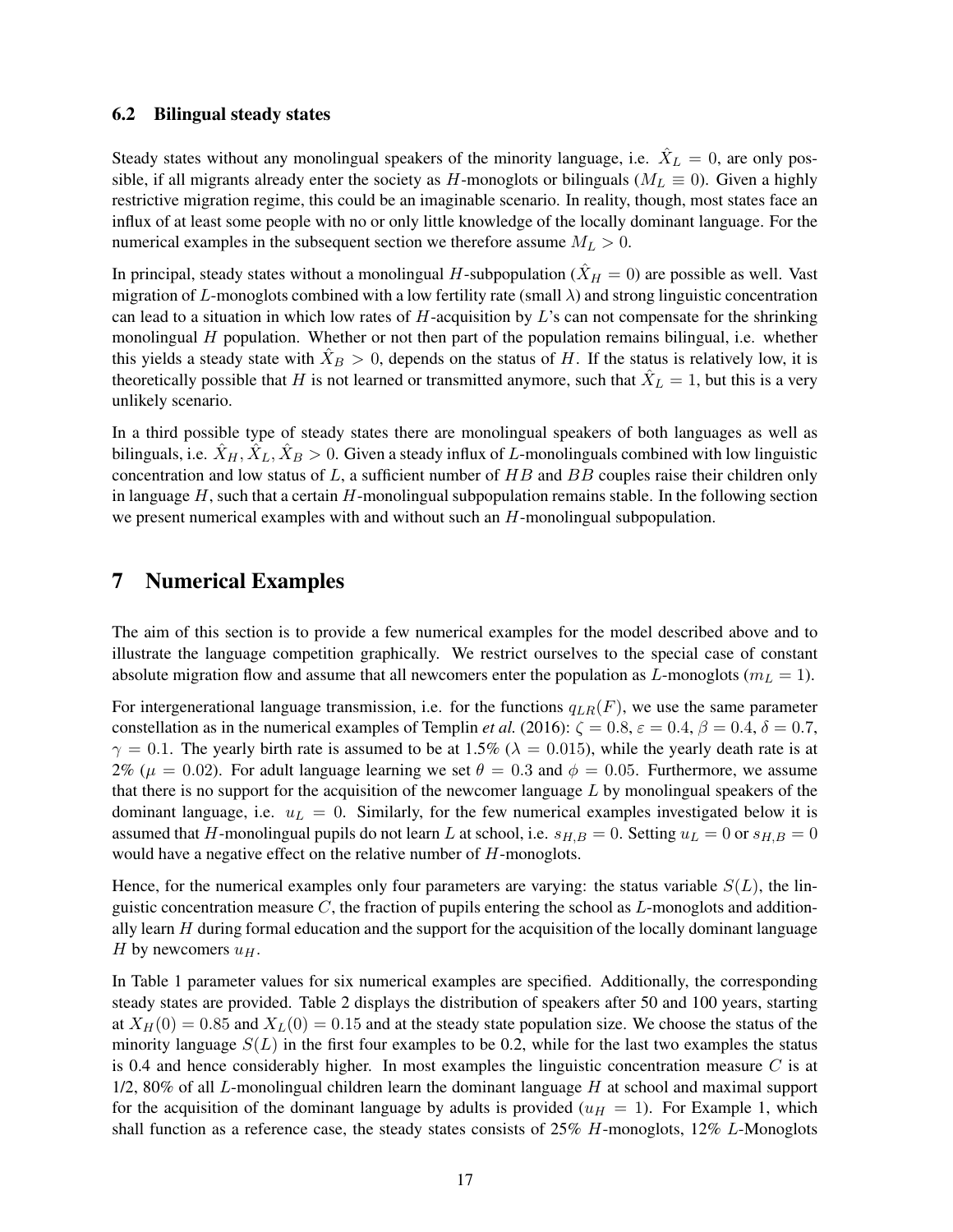### 6.2 Bilingual steady states

Steady states without any monolingual speakers of the minority language, i.e. $\hat{X}_L = 0$, are only possible, if all migrants already enter the society as $H$-monoglots or bilinguals ($M_L \equiv 0$). Given a highly restrictive migration regime, this could be an imaginable scenario. In reality, though, most states face an influx of at least some people with no or only little knowledge of the locally dominant language. For the numerical examples in the subsequent section we therefore assume $M_L > 0$.

In principal, steady states without a monolingual $H$-subpopulation ($\hat{X}_H = 0$) are possible as well. Vast migration of $L$-monoglots combined with a low fertility rate (small $\lambda$) and strong linguistic concentration can lead to a situation in which low rates of $H$-acquisition by $L$'s can not compensate for the shrinking monolingual $H$ population. Whether or not then part of the population remains bilingual, i.e. whether this yields a steady state with $\hat{X}_B > 0$, depends on the status of $H$. If the status is relatively low, it is theoretically possible that $H$ is not learned or transmitted anymore, such that $\hat{X}_L = 1$, but this is a very unlikely scenario.

In a third possible type of steady states there are monolingual speakers of both languages as well as bilinguals, i.e. $\hat{X}_H, \hat{X}_L, \hat{X}_B > 0$. Given a steady influx of $L$-monolinguals combined with low linguistic concentration and low status of $L$, a sufficient number of $HB$ and $BB$ couples raise their children only in language $H$, such that a certain $H$-monolingual subpopulation remains stable. In the following section we present numerical examples with and without such an $H$-monolingual subpopulation.

## 7 Numerical Examples

The aim of this section is to provide a few numerical examples for the model described above and to illustrate the language competition graphically. We restrict ourselves to the special case of constant absolute migration flow and assume that all newcomers enter the population as $L$-monoglots ($m_L = 1$).

For intergenerational language transmission, i.e. for the functions $q_{LR}(F)$, we use the same parameter constellation as in the numerical examples of Templin *et al.* (2016): $\zeta = 0.8$, $\varepsilon = 0.4$, $\beta = 0.4$, $\delta = 0.7$, $\gamma = 0.1$. The yearly birth rate is assumed to be at 1.5% ($\lambda = 0.015$), while the yearly death rate is at 2% ($\mu = 0.02$). For adult language learning we set $\theta = 0.3$ and $\phi = 0.05$. Furthermore, we assume that there is no support for the acquisition of the newcomer language $L$ by monolingual speakers of the dominant language, i.e. $u_L = 0$. Similarly, for the few numerical examples investigated below it is assumed that $H$-monolingual pupils do not learn $L$ at school, i.e. $s_{H,B} = 0$. Setting $u_L = 0$ or $s_{H,B} = 0$ would have a negative effect on the relative number of $H$-monoglots.

Hence, for the numerical examples only four parameters are varying: the status variable $S(L)$, the linguistic concentration measure $C$, the fraction of pupils entering the school as $L$-monoglots and additionally learn $H$ during formal education and the support for the acquisition of the locally dominant language $H$ by newcomers $u_H$.

In Table 1 parameter values for six numerical examples are specified. Additionally, the corresponding steady states are provided. Table 2 displays the distribution of speakers after 50 and 100 years, starting at $X_H(0) = 0.85$ and $X_L(0) = 0.15$ and at the steady state population size. We choose the status of the minority language $S(L)$ in the first four examples to be 0.2, while for the last two examples the status is 0.4 and hence considerably higher. In most examples the linguistic concentration measure $C$ is at 1/2, 80% of all $L$-monolingual children learn the dominant language $H$ at school and maximal support for the acquisition of the dominant language by adults is provided ($u_H = 1$). For Example 1, which shall function as a reference case, the steady states consists of 25% $H$-monoglots, 12% $L$-Monoglots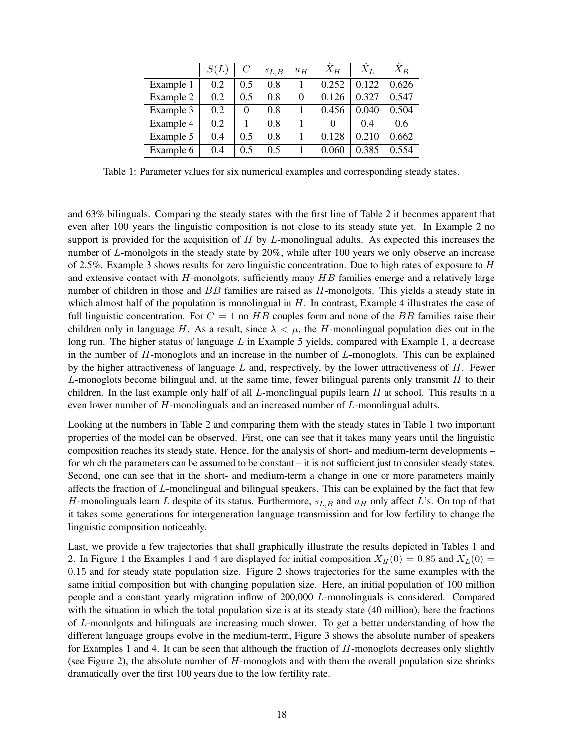|  | $S(L)$ | $C$ | $s_{L,B}$ | $u_H$ | $\check{X}_H$ | $\check{X}_L$ | $\check{X}_B$ |
|---|---|---|---|---|---|---|---|
| Example 1 | 0.2 | 0.5 | 0.8 | 1 | 0.252 | 0.122 | 0.626 |
| Example 2 | 0.2 | 0.5 | 0.8 | 0 | 0.126 | 0.327 | 0.547 |
| Example 3 | 0.2 | 0 | 0.8 | 1 | 0.456 | 0.040 | 0.504 |
| Example 4 | 0.2 | 1 | 0.8 | 1 | 0 | 0.4 | 0.6 |
| Example 5 | 0.4 | 0.5 | 0.8 | 1 | 0.128 | 0.210 | 0.662 |
| Example 6 | 0.4 | 0.5 | 0.5 | 1 | 0.060 | 0.385 | 0.554 |

Table 1: Parameter values for six numerical examples and corresponding steady states.

and 63% bilinguals. Comparing the steady states with the first line of Table 2 it becomes apparent that even after 100 years the linguistic composition is not close to its steady state yet. In Example 2 no support is provided for the acquisition of $H$ by $L$-monolingual adults. As expected this increases the number of $L$-monolgots in the steady state by 20%, while after 100 years we only observe an increase of 2.5%. Example 3 shows results for zero linguistic concentration. Due to high rates of exposure to $H$ and extensive contact with $H$-monolgots, sufficiently many $HB$ families emerge and a relatively large number of children in those and $BB$ families are raised as $H$-monolgots. This yields a steady state in which almost half of the population is monolingual in $H$. In contrast, Example 4 illustrates the case of full linguistic concentration. For $C = 1$ no $HB$ couples form and none of the $BB$ families raise their children only in language $H$. As a result, since $\lambda < \mu$, the $H$-monolingual population dies out in the long run. The higher status of language $L$ in Example 5 yields, compared with Example 1, a decrease in the number of $H$-monoglots and an increase in the number of $L$-monoglots. This can be explained by the higher attractiveness of language $L$ and, respectively, by the lower attractiveness of $H$. Fewer $L$-monoglots become bilingual and, at the same time, fewer bilingual parents only transmit $H$ to their children. In the last example only half of all $L$-monolingual pupils learn $H$ at school. This results in a even lower number of $H$-monolinguals and an increased number of $L$-monolingual adults.

Looking at the numbers in Table 2 and comparing them with the steady states in Table 1 two important properties of the model can be observed. First, one can see that it takes many years until the linguistic composition reaches its steady state. Hence, for the analysis of short- and medium-term developments – for which the parameters can be assumed to be constant – it is not sufficient just to consider steady states. Second, one can see that in the short- and medium-term a change in one or more parameters mainly affects the fraction of $L$-monolingual and bilingual speakers. This can be explained by the fact that few $H$-monolinguals learn $L$ despite of its status. Furthermore, $s_{L,B}$ and $u_H$ only affect $L$'s. On top of that it takes some generations for intergeneration language transmission and for low fertility to change the linguistic composition noticeably.

Last, we provide a few trajectories that shall graphically illustrate the results depicted in Tables 1 and 2. In Figure 1 the Examples 1 and 4 are displayed for initial composition $X_H(0) = 0.85$ and $X_L(0) = 0.15$ and for steady state population size. Figure 2 shows trajectories for the same examples with the same initial composition but with changing population size. Here, an initial population of 100 million people and a constant yearly migration inflow of 200,000 $L$-monolinguals is considered. Compared with the situation in which the total population size is at its steady state (40 million), here the fractions of $L$-monolgots and bilinguals are increasing much slower. To get a better understanding of how the different language groups evolve in the medium-term, Figure 3 shows the absolute number of speakers for Examples 1 and 4. It can be seen that although the fraction of $H$-monoglots decreases only slightly (see Figure 2), the absolute number of $H$-monoglots and with them the overall population size shrinks dramatically over the first 100 years due to the low fertility rate.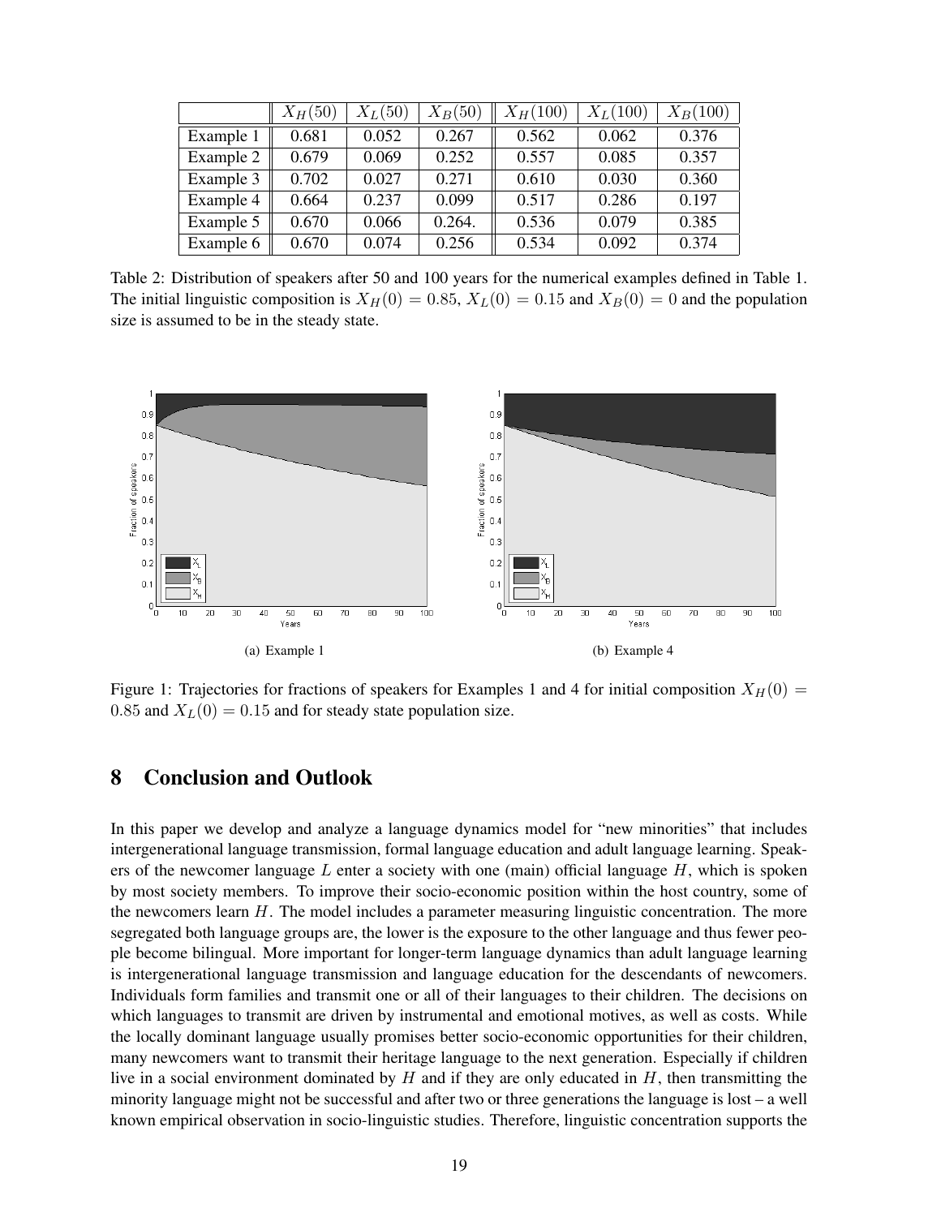|  | $X_H(50)$ | $X_L(50)$ | $X_B(50)$ | $X_H(100)$ | $X_L(100)$ | $X_B(100)$ |
|---|---|---|---|---|---|---|
| Example 1 | 0.681 | 0.052 | 0.267 | 0.562 | 0.062 | 0.376 |
| Example 2 | 0.679 | 0.069 | 0.252 | 0.557 | 0.085 | 0.357 |
| Example 3 | 0.702 | 0.027 | 0.271 | 0.610 | 0.030 | 0.360 |
| Example 4 | 0.664 | 0.237 | 0.099 | 0.517 | 0.286 | 0.197 |
| Example 5 | 0.670 | 0.066 | 0.264. | 0.536 | 0.079 | 0.385 |
| Example 6 | 0.670 | 0.074 | 0.256 | 0.534 | 0.092 | 0.374 |

Table 2: Distribution of speakers after 50 and 100 years for the numerical examples defined in Table 1. The initial linguistic composition is $X_H(0) = 0.85$, $X_L(0) = 0.15$ and $X_B(0) = 0$ and the population size is assumed to be in the steady state.

(a) Example 1

(b) Example 4

Figure 1: Trajectories for fractions of speakers for Examples 1 and 4 for initial composition $X_H(0) = 0.85$ and $X_L(0) = 0.15$ and for steady state population size.

# 8 Conclusion and Outlook

In this paper we develop and analyze a language dynamics model for "new minorities" that includes intergenerational language transmission, formal language education and adult language learning. Speakers of the newcomer language $L$ enter a society with one (main) official language $H$, which is spoken by most society members. To improve their socio-economic position within the host country, some of the newcomers learn $H$. The model includes a parameter measuring linguistic concentration. The more segregated both language groups are, the lower is the exposure to the other language and thus fewer people become bilingual. More important for longer-term language dynamics than adult language learning is intergenerational language transmission and language education for the descendants of newcomers. Individuals form families and transmit one or all of their languages to their children. The decisions on which languages to transmit are driven by instrumental and emotional motives, as well as costs. While the locally dominant language usually promises better socio-economic opportunities for their children, many newcomers want to transmit their heritage language to the next generation. Especially if children live in a social environment dominated by $H$ and if they are only educated in $H$, then transmitting the minority language might not be successful and after two or three generations the language is lost – a well known empirical observation in socio-linguistic studies. Therefore, linguistic concentration supports the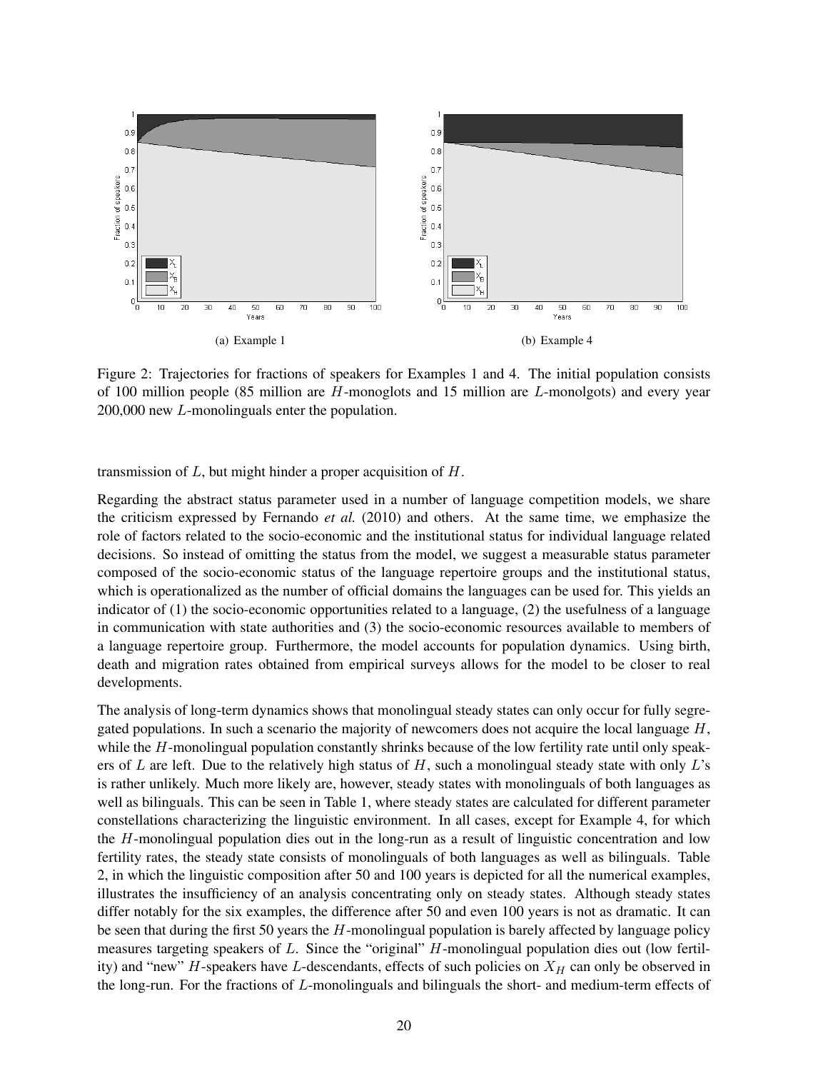(a) Example 1

(b) Example 4

Figure 2: Trajectories for fractions of speakers for Examples 1 and 4. The initial population consists of 100 million people (85 million are $H$-monoglots and 15 million are $L$-monolgots) and every year 200,000 new $L$-monolinguals enter the population.

transmission of $L$, but might hinder a proper acquisition of $H$.

Regarding the abstract status parameter used in a number of language competition models, we share the criticism expressed by Fernando *et al.* (2010) and others. At the same time, we emphasize the role of factors related to the socio-economic and the institutional status for individual language related decisions. So instead of omitting the status from the model, we suggest a measurable status parameter composed of the socio-economic status of the language repertoire groups and the institutional status, which is operationalized as the number of official domains the languages can be used for. This yields an indicator of (1) the socio-economic opportunities related to a language, (2) the usefulness of a language in communication with state authorities and (3) the socio-economic resources available to members of a language repertoire group. Furthermore, the model accounts for population dynamics. Using birth, death and migration rates obtained from empirical surveys allows for the model to be closer to real developments.

The analysis of long-term dynamics shows that monolingual steady states can only occur for fully segregated populations. In such a scenario the majority of newcomers does not acquire the local language $H$, while the $H$-monolingual population constantly shrinks because of the low fertility rate until only speakers of $L$ are left. Due to the relatively high status of $H$, such a monolingual steady state with only $L$'s is rather unlikely. Much more likely are, however, steady states with monolinguals of both languages as well as bilinguals. This can be seen in Table 1, where steady states are calculated for different parameter constellations characterizing the linguistic environment. In all cases, except for Example 4, for which the $H$-monolingual population dies out in the long-run as a result of linguistic concentration and low fertility rates, the steady state consists of monolinguals of both languages as well as bilinguals. Table 2, in which the linguistic composition after 50 and 100 years is depicted for all the numerical examples, illustrates the insufficiency of an analysis concentrating only on steady states. Although steady states differ notably for the six examples, the difference after 50 and even 100 years is not as dramatic. It can be seen that during the first 50 years the $H$-monolingual population is barely affected by language policy measures targeting speakers of $L$. Since the "original" $H$-monolingual population dies out (low fertility) and "new" $H$-speakers have $L$-descendants, effects of such policies on $X_H$ can only be observed in the long-run. For the fractions of $L$-monolinguals and bilinguals the short- and medium-term effects of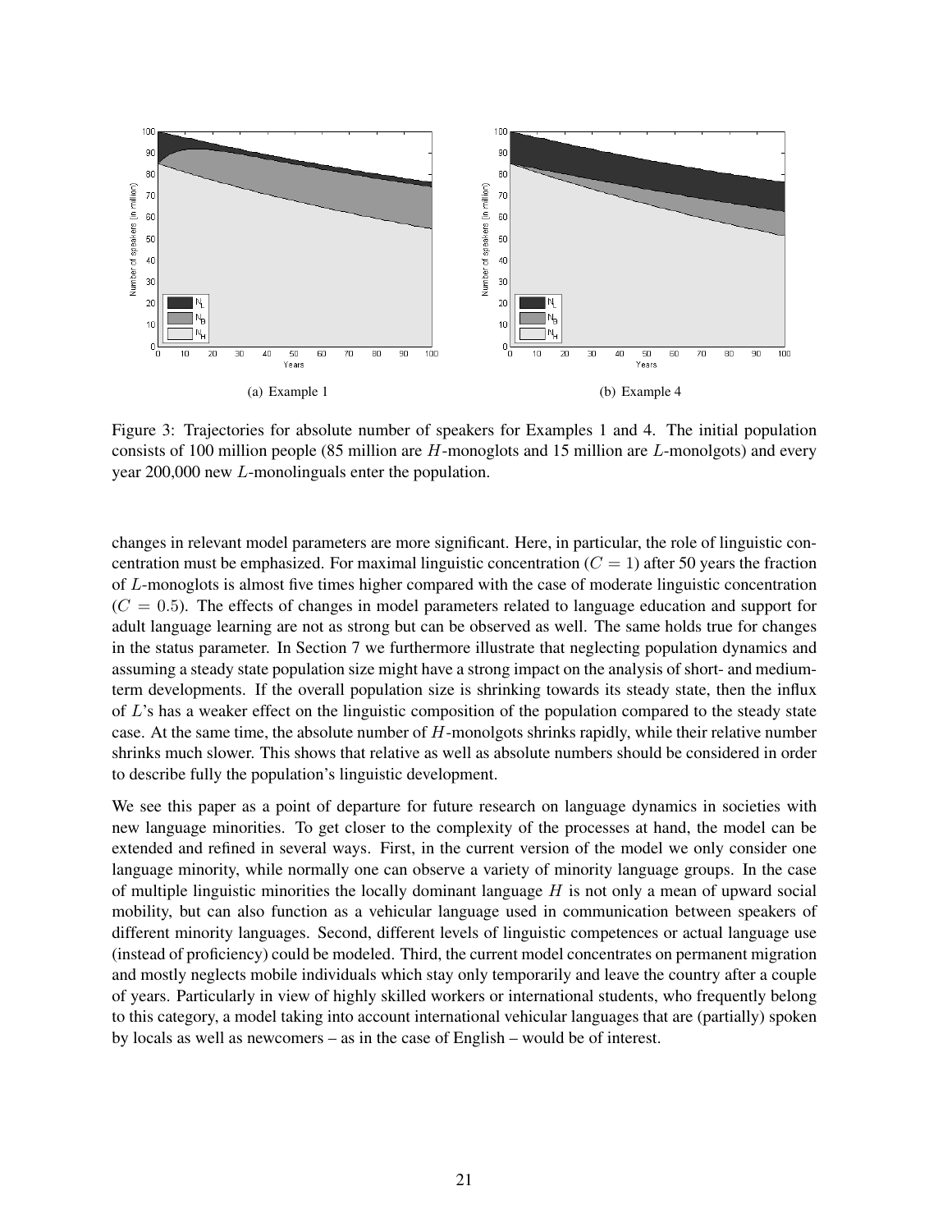(a) Example 1

(b) Example 4

Figure 3: Trajectories for absolute number of speakers for Examples 1 and 4. The initial population consists of 100 million people (85 million are $H$-monoglots and 15 million are $L$-monolgots) and every year 200,000 new $L$-monolinguals enter the population.

changes in relevant model parameters are more significant. Here, in particular, the role of linguistic concentration must be emphasized. For maximal linguistic concentration ($C = 1$) after 50 years the fraction of $L$-monoglots is almost five times higher compared with the case of moderate linguistic concentration ($C = 0.5$). The effects of changes in model parameters related to language education and support for adult language learning are not as strong but can be observed as well. The same holds true for changes in the status parameter. In Section 7 we furthermore illustrate that neglecting population dynamics and assuming a steady state population size might have a strong impact on the analysis of short- and medium-term developments. If the overall population size is shrinking towards its steady state, then the influx of $L$'s has a weaker effect on the linguistic composition of the population compared to the steady state case. At the same time, the absolute number of $H$-monolgots shrinks rapidly, while their relative number shrinks much slower. This shows that relative as well as absolute numbers should be considered in order to describe fully the population's linguistic development.

We see this paper as a point of departure for future research on language dynamics in societies with new language minorities. To get closer to the complexity of the processes at hand, the model can be extended and refined in several ways. First, in the current version of the model we only consider one language minority, while normally one can observe a variety of minority language groups. In the case of multiple linguistic minorities the locally dominant language $H$ is not only a mean of upward social mobility, but can also function as a vehicular language used in communication between speakers of different minority languages. Second, different levels of linguistic competences or actual language use (instead of proficiency) could be modeled. Third, the current model concentrates on permanent migration and mostly neglects mobile individuals which stay only temporarily and leave the country after a couple of years. Particularly in view of highly skilled workers or international students, who frequently belong to this category, a model taking into account international vehicular languages that are (partially) spoken by locals as well as newcomers – as in the case of English – would be of interest.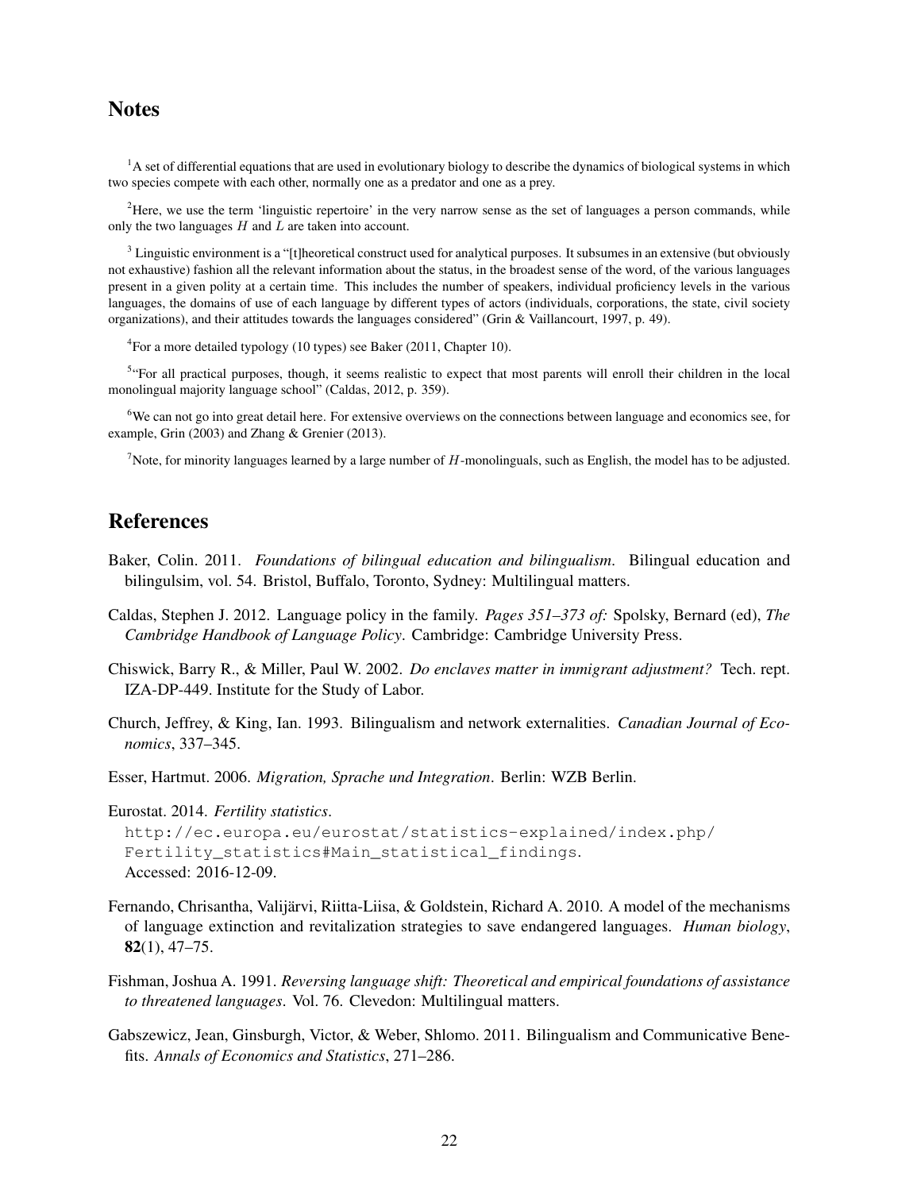## Notes

[1]A set of differential equations that are used in evolutionary biology to describe the dynamics of biological systems in which two species compete with each other, normally one as a predator and one as a prey.

[2]Here, we use the term 'linguistic repertoire' in the very narrow sense as the set of languages a person commands, while only the two languages $H$ and $L$ are taken into account.

[3] Linguistic environment is a "[t]heoretical construct used for analytical purposes. It subsumes in an extensive (but obviously not exhaustive) fashion all the relevant information about the status, in the broadest sense of the word, of the various languages present in a given polity at a certain time. This includes the number of speakers, individual proficiency levels in the various languages, the domains of use of each language by different types of actors (individuals, corporations, the state, civil society organizations), and their attitudes towards the languages considered" (Grin & Vaillancourt, 1997, p. 49).

[4]For a more detailed typology (10 types) see Baker (2011, Chapter 10).

[5]"For all practical purposes, though, it seems realistic to expect that most parents will enroll their children in the local monolingual majority language school" (Caldas, 2012, p. 359).

[6]We can not go into great detail here. For extensive overviews on the connections between language and economics see, for example, Grin (2003) and Zhang & Grenier (2013).

[7]Note, for minority languages learned by a large number of $H$-monolinguals, such as English, the model has to be adjusted.

## References

Baker, Colin. 2011. *Foundations of bilingual education and bilingualism*. Bilingual education and bilingulsim, vol. 54. Bristol, Buffalo, Toronto, Sydney: Multilingual matters.

Caldas, Stephen J. 2012. Language policy in the family. *Pages 351–373 of:* Spolsky, Bernard (ed), *The Cambridge Handbook of Language Policy*. Cambridge: Cambridge University Press.

Chiswick, Barry R., & Miller, Paul W. 2002. *Do enclaves matter in immigrant adjustment?* Tech. rept. IZA-DP-449. Institute for the Study of Labor.

Church, Jeffrey, & King, Ian. 1993. Bilingualism and network externalities. *Canadian Journal of Economics*, 337–345.

Esser, Hartmut. 2006. *Migration, Sprache und Integration*. Berlin: WZB Berlin.

Eurostat. 2014. *Fertility statistics*.
`http://ec.europa.eu/eurostat/statistics-explained/index.php/Fertility_statistics#Main_statistical_findings`.
Accessed: 2016-12-09.

Fernando, Chrisantha, Valijärvi, Riitta-Liisa, & Goldstein, Richard A. 2010. A model of the mechanisms of language extinction and revitalization strategies to save endangered languages. *Human biology*, **82**(1), 47–75.

Fishman, Joshua A. 1991. *Reversing language shift: Theoretical and empirical foundations of assistance to threatened languages*. Vol. 76. Clevedon: Multilingual matters.

Gabszewicz, Jean, Ginsburgh, Victor, & Weber, Shlomo. 2011. Bilingualism and Communicative Benefits. *Annals of Economics and Statistics*, 271–286.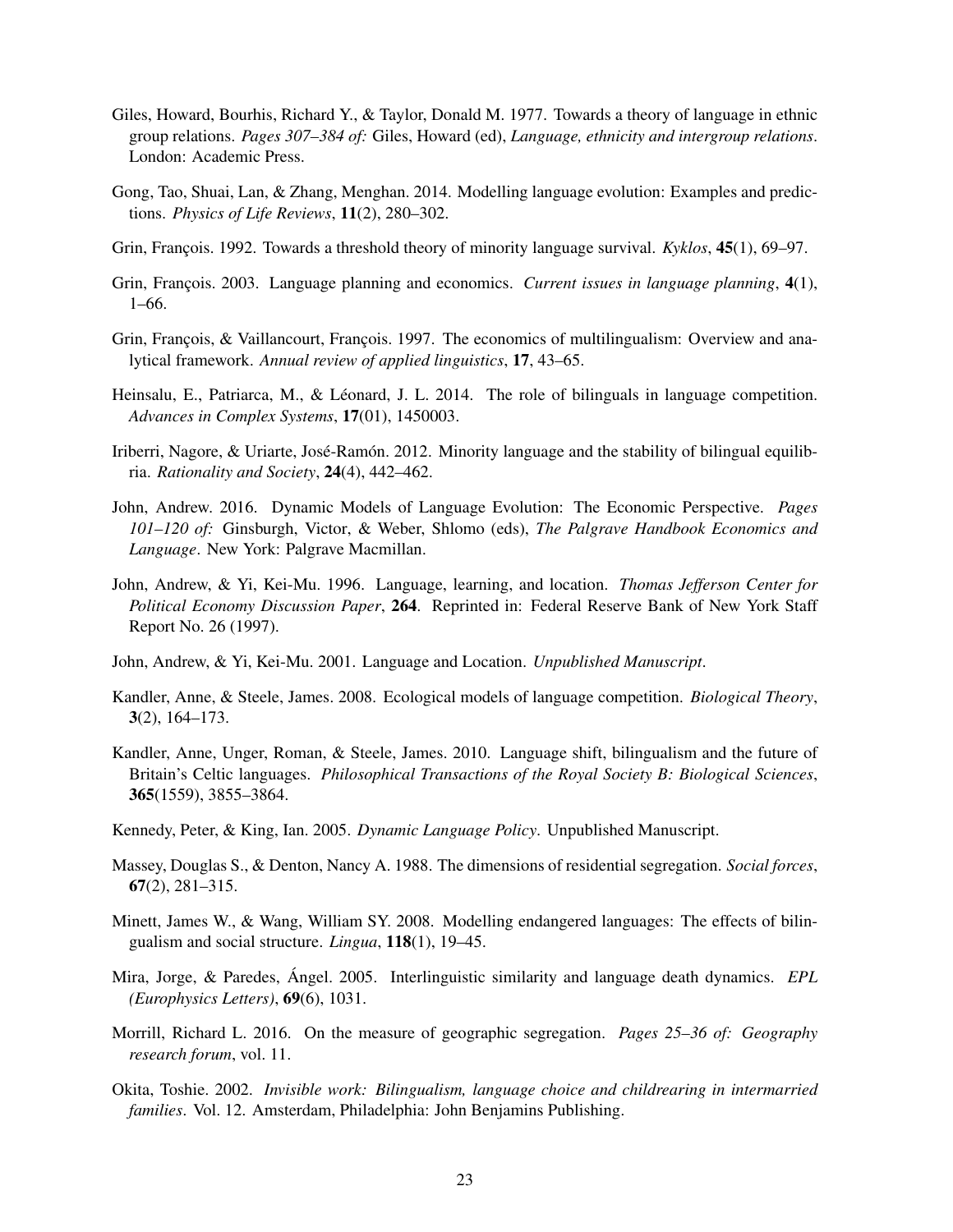Giles, Howard, Bourhis, Richard Y., & Taylor, Donald M. 1977. Towards a theory of language in ethnic group relations. *Pages 307–384 of:* Giles, Howard (ed), *Language, ethnicity and intergroup relations*. London: Academic Press.

Gong, Tao, Shuai, Lan, & Zhang, Menghan. 2014. Modelling language evolution: Examples and predictions. *Physics of Life Reviews*, **11**(2), 280–302.

Grin, François. 1992. Towards a threshold theory of minority language survival. *Kyklos*, **45**(1), 69–97.

Grin, François. 2003. Language planning and economics. *Current issues in language planning*, **4**(1), 1–66.

Grin, François, & Vaillancourt, François. 1997. The economics of multilingualism: Overview and analytical framework. *Annual review of applied linguistics*, **17**, 43–65.

Heinsalu, E., Patriarca, M., & Léonard, J. L. 2014. The role of bilinguals in language competition. *Advances in Complex Systems*, **17**(01), 1450003.

Iriberri, Nagore, & Uriarte, José-Ramón. 2012. Minority language and the stability of bilingual equilibria. *Rationality and Society*, **24**(4), 442–462.

John, Andrew. 2016. Dynamic Models of Language Evolution: The Economic Perspective. *Pages 101–120 of:* Ginsburgh, Victor, & Weber, Shlomo (eds), *The Palgrave Handbook Economics and Language*. New York: Palgrave Macmillan.

John, Andrew, & Yi, Kei-Mu. 1996. Language, learning, and location. *Thomas Jefferson Center for Political Economy Discussion Paper*, **264**. Reprinted in: Federal Reserve Bank of New York Staff Report No. 26 (1997).

John, Andrew, & Yi, Kei-Mu. 2001. Language and Location. *Unpublished Manuscript*.

Kandler, Anne, & Steele, James. 2008. Ecological models of language competition. *Biological Theory*, **3**(2), 164–173.

Kandler, Anne, Unger, Roman, & Steele, James. 2010. Language shift, bilingualism and the future of Britain's Celtic languages. *Philosophical Transactions of the Royal Society B: Biological Sciences*, **365**(1559), 3855–3864.

Kennedy, Peter, & King, Ian. 2005. *Dynamic Language Policy*. Unpublished Manuscript.

Massey, Douglas S., & Denton, Nancy A. 1988. The dimensions of residential segregation. *Social forces*, **67**(2), 281–315.

Minett, James W., & Wang, William SY. 2008. Modelling endangered languages: The effects of bilingualism and social structure. *Lingua*, **118**(1), 19–45.

Mira, Jorge, & Paredes, Ángel. 2005. Interlinguistic similarity and language death dynamics. *EPL (Europhysics Letters)*, **69**(6), 1031.

Morrill, Richard L. 2016. On the measure of geographic segregation. *Pages 25–36 of: Geography research forum*, vol. 11.

Okita, Toshie. 2002. *Invisible work: Bilingualism, language choice and childrearing in intermarried families*. Vol. 12. Amsterdam, Philadelphia: John Benjamins Publishing.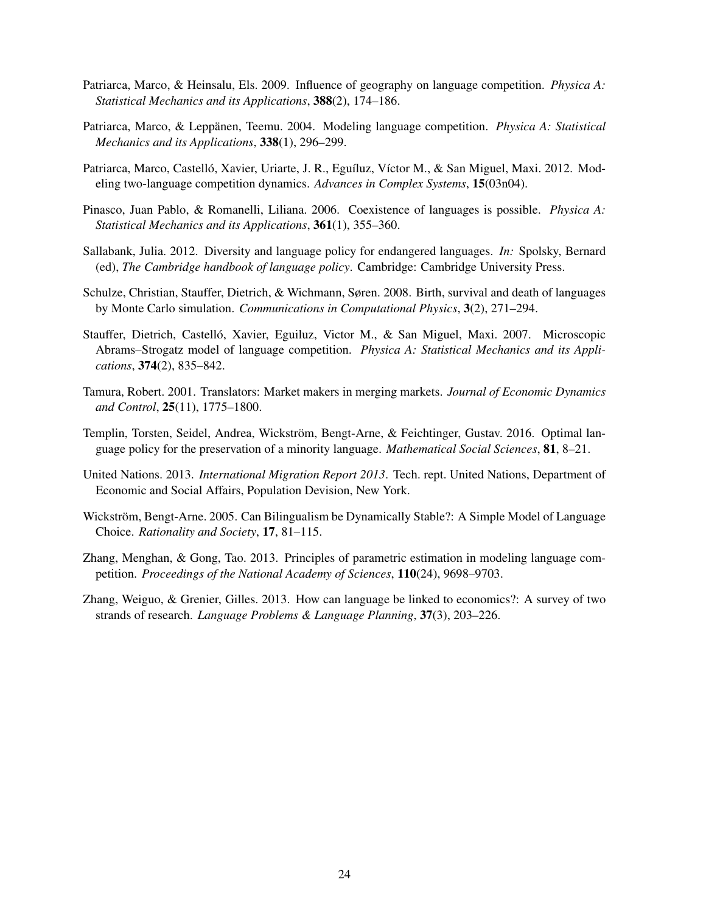Patriarca, Marco, & Heinsalu, Els. 2009. Influence of geography on language competition. *Physica A: Statistical Mechanics and its Applications*, **388**(2), 174–186.

Patriarca, Marco, & Leppänen, Teemu. 2004. Modeling language competition. *Physica A: Statistical Mechanics and its Applications*, **338**(1), 296–299.

Patriarca, Marco, Castelló, Xavier, Uriarte, J. R., Eguíluz, Víctor M., & San Miguel, Maxi. 2012. Modeling two-language competition dynamics. *Advances in Complex Systems*, **15**(03n04).

Pinasco, Juan Pablo, & Romanelli, Liliana. 2006. Coexistence of languages is possible. *Physica A: Statistical Mechanics and its Applications*, **361**(1), 355–360.

Sallabank, Julia. 2012. Diversity and language policy for endangered languages. *In:* Spolsky, Bernard (ed), *The Cambridge handbook of language policy*. Cambridge: Cambridge University Press.

Schulze, Christian, Stauffer, Dietrich, & Wichmann, Søren. 2008. Birth, survival and death of languages by Monte Carlo simulation. *Communications in Computational Physics*, **3**(2), 271–294.

Stauffer, Dietrich, Castelló, Xavier, Eguiluz, Victor M., & San Miguel, Maxi. 2007. Microscopic Abrams–Strogatz model of language competition. *Physica A: Statistical Mechanics and its Applications*, **374**(2), 835–842.

Tamura, Robert. 2001. Translators: Market makers in merging markets. *Journal of Economic Dynamics and Control*, **25**(11), 1775–1800.

Templin, Torsten, Seidel, Andrea, Wickström, Bengt-Arne, & Feichtinger, Gustav. 2016. Optimal language policy for the preservation of a minority language. *Mathematical Social Sciences*, **81**, 8–21.

United Nations. 2013. *International Migration Report 2013*. Tech. rept. United Nations, Department of Economic and Social Affairs, Population Devision, New York.

Wickström, Bengt-Arne. 2005. Can Bilingualism be Dynamically Stable?: A Simple Model of Language Choice. *Rationality and Society*, **17**, 81–115.

Zhang, Menghan, & Gong, Tao. 2013. Principles of parametric estimation in modeling language competition. *Proceedings of the National Academy of Sciences*, **110**(24), 9698–9703.

Zhang, Weiguo, & Grenier, Gilles. 2013. How can language be linked to economics?: A survey of two strands of research. *Language Problems & Language Planning*, **37**(3), 203–226.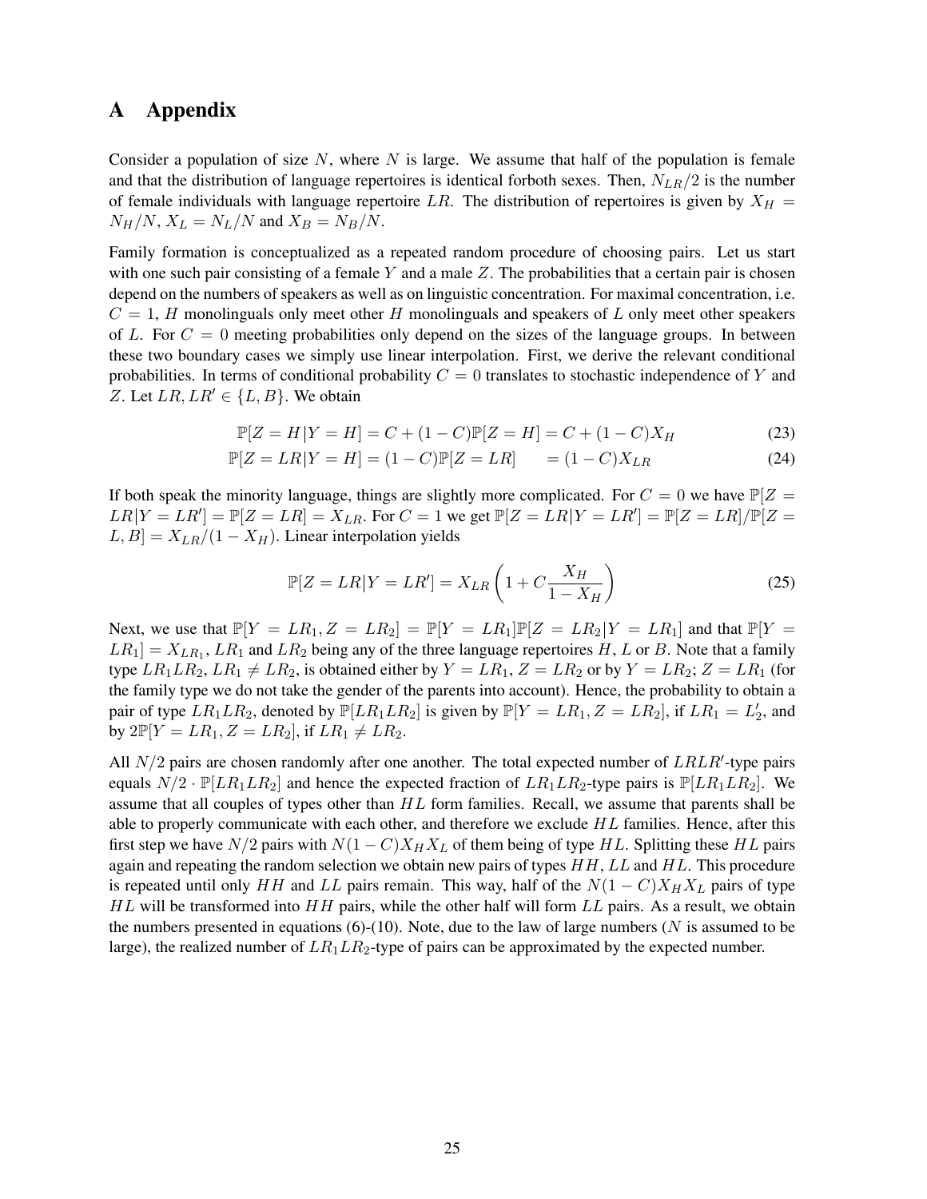# A Appendix

Consider a population of size $N$, where $N$ is large. We assume that half of the population is female and that the distribution of language repertoires is identical forboth sexes. Then, $N_{LR}/2$ is the number of female individuals with language repertoire $LR$. The distribution of repertoires is given by $X_H = N_H/N$, $X_L = N_L/N$ and $X_B = N_B/N$.

Family formation is conceptualized as a repeated random procedure of choosing pairs. Let us start with one such pair consisting of a female $Y$ and a male $Z$. The probabilities that a certain pair is chosen depend on the numbers of speakers as well as on linguistic concentration. For maximal concentration, i.e. $C = 1$, $H$ monolinguals only meet other $H$ monolinguals and speakers of $L$ only meet other speakers of $L$. For $C = 0$ meeting probabilities only depend on the sizes of the language groups. In between these two boundary cases we simply use linear interpolation. First, we derive the relevant conditional probabilities. In terms of conditional probability $C = 0$ translates to stochastic independence of $Y$ and $Z$. Let $LR, LR' \in \{L, B\}$. We obtain

$$\mathbb{P}[Z = H|Y = H] = C + (1 - C)\mathbb{P}[Z = H] = C + (1 - C)X_H \tag{23}$$

$$\mathbb{P}[Z = LR|Y = H] = (1 - C)\mathbb{P}[Z = LR] \quad\; = (1 - C)X_{LR} \tag{24}$$

If both speak the minority language, things are slightly more complicated. For $C = 0$ we have $\mathbb{P}[Z = LR|Y = LR'] = \mathbb{P}[Z = LR] = X_{LR}$. For $C = 1$ we get $\mathbb{P}[Z = LR|Y = LR'] = \mathbb{P}[Z = LR]/\mathbb{P}[Z = L, B] = X_{LR}/(1 - X_H)$. Linear interpolation yields

$$\mathbb{P}[Z = LR|Y = LR'] = X_{LR}\left(1 + C\frac{X_H}{1 - X_H}\right) \tag{25}$$

Next, we use that $\mathbb{P}[Y = LR_1, Z = LR_2] = \mathbb{P}[Y = LR_1]\mathbb{P}[Z = LR_2|Y = LR_1]$ and that $\mathbb{P}[Y = LR_1] = X_{LR_1}$, $LR_1$ and $LR_2$ being any of the three language repertoires $H$, $L$ or $B$. Note that a family type $LR_1LR_2$, $LR_1 \neq LR_2$, is obtained either by $Y = LR_1$, $Z = LR_2$ or by $Y = LR_2$; $Z = LR_1$ (for the family type we do not take the gender of the parents into account). Hence, the probability to obtain a pair of type $LR_1LR_2$, denoted by $\mathbb{P}[LR_1LR_2]$ is given by $\mathbb{P}[Y = LR_1, Z = LR_2]$, if $LR_1 = L_2'$, and by $2\mathbb{P}[Y = LR_1, Z = LR_2]$, if $LR_1 \neq LR_2$.

All $N/2$ pairs are chosen randomly after one another. The total expected number of $LRLR'$-type pairs equals $N/2 \cdot \mathbb{P}[LR_1LR_2]$ and hence the expected fraction of $LR_1LR_2$-type pairs is $\mathbb{P}[LR_1LR_2]$. We assume that all couples of types other than $HL$ form families. Recall, we assume that parents shall be able to properly communicate with each other, and therefore we exclude $HL$ families. Hence, after this first step we have $N/2$ pairs with $N(1 - C)X_HX_L$ of them being of type $HL$. Splitting these $HL$ pairs again and repeating the random selection we obtain new pairs of types $HH$, $LL$ and $HL$. This procedure is repeated until only $HH$ and $LL$ pairs remain. This way, half of the $N(1 - C)X_HX_L$ pairs of type $HL$ will be transformed into $HH$ pairs, while the other half will form $LL$ pairs. As a result, we obtain the numbers presented in equations (6)-(10). Note, due to the law of large numbers ($N$ is assumed to be large), the realized number of $LR_1LR_2$-type of pairs can be approximated by the expected number.